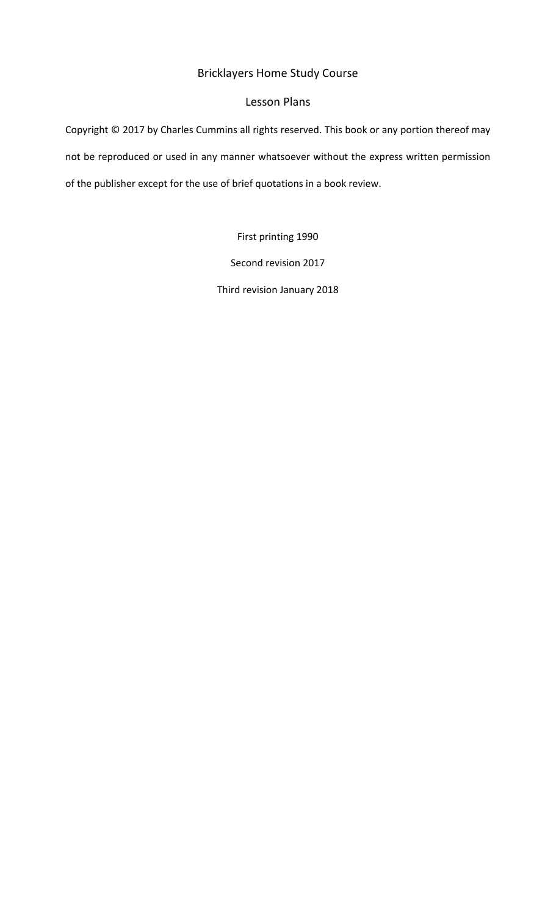# Bricklayers Home Study Course

## Lesson Plans

Copyright © 2017 by Charles Cummins all rights reserved. This book or any portion thereof may not be reproduced or used in any manner whatsoever without the express written permission of the publisher except for the use of brief quotations in a book review.

First printing 1990

Second revision 2017

Third revision January 2018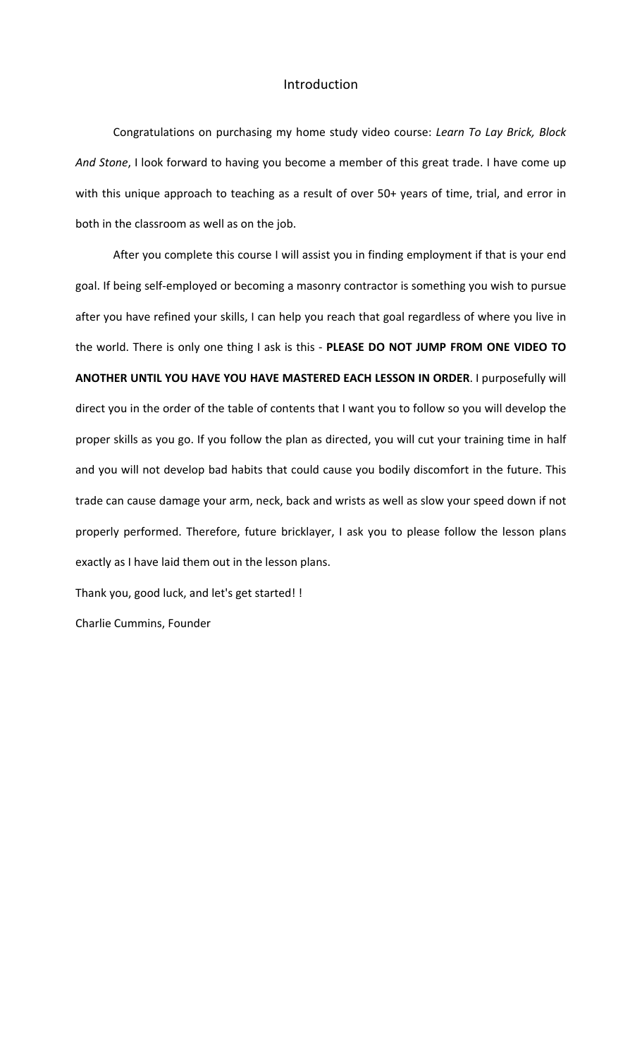# Introduction

Congratulations on purchasing my home study video course: *Learn To Lay Brick, Block And Stone*, I look forward to having you become a member of this great trade. I have come up with this unique approach to teaching as a result of over 50+ years of time, trial, and error in both in the classroom as well as on the job.

After you complete this course I will assist you in finding employment if that is your end goal. If being self-employed or becoming a masonry contractor is something you wish to pursue after you have refined your skills, I can help you reach that goal regardless of where you live in the world. There is only one thing I ask is this - **PLEASE DO NOT JUMP FROM ONE VIDEO TO ANOTHER UNTIL YOU HAVE YOU HAVE MASTERED EACH LESSON IN ORDER**. I purposefully will direct you in the order of the table of contents that I want you to follow so you will develop the proper skills as you go. If you follow the plan as directed, you will cut your training time in half and you will not develop bad habits that could cause you bodily discomfort in the future. This trade can cause damage your arm, neck, back and wrists as well as slow your speed down if not properly performed. Therefore, future bricklayer, I ask you to please follow the lesson plans exactly as I have laid them out in the lesson plans.

Thank you, good luck, and let's get started! !

Charlie Cummins, Founder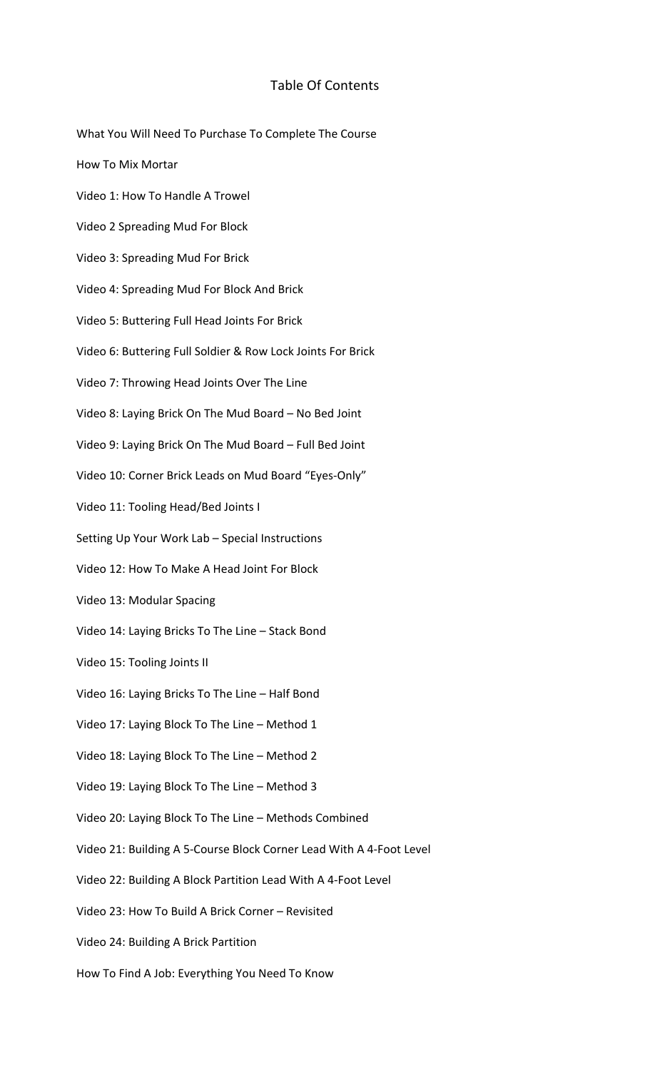# Table Of Contents

What You Will Need To Purchase To Complete The Course

How To Mix Mortar

Video 1: How To Handle A Trowel

Video 2 Spreading Mud For Block

Video 3: Spreading Mud For Brick

Video 4: Spreading Mud For Block And Brick

Video 5: Buttering Full Head Joints For Brick

Video 6: Buttering Full Soldier & Row Lock Joints For Brick

Video 7: Throwing Head Joints Over The Line

Video 8: Laying Brick On The Mud Board – No Bed Joint

Video 9: Laying Brick On The Mud Board – Full Bed Joint

Video 10: Corner Brick Leads on Mud Board "Eyes-Only"

Video 11: Tooling Head/Bed Joints I

Setting Up Your Work Lab – Special Instructions

Video 12: How To Make A Head Joint For Block

Video 13: Modular Spacing

Video 14: Laying Bricks To The Line – Stack Bond

Video 15: Tooling Joints II

Video 16: Laying Bricks To The Line – Half Bond

Video 17: Laying Block To The Line – Method 1

Video 18: Laying Block To The Line – Method 2

Video 19: Laying Block To The Line – Method 3

Video 20: Laying Block To The Line – Methods Combined

Video 21: Building A 5-Course Block Corner Lead With A 4-Foot Level

Video 22: Building A Block Partition Lead With A 4-Foot Level

Video 23: How To Build A Brick Corner – Revisited

Video 24: Building A Brick Partition

How To Find A Job: Everything You Need To Know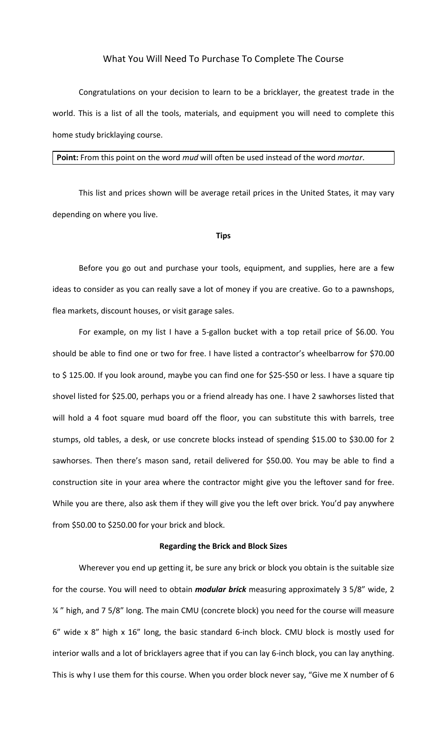## What You Will Need To Purchase To Complete The Course

Congratulations on your decision to learn to be a bricklayer, the greatest trade in the world. This is a list of all the tools, materials, and equipment you will need to complete this home study bricklaying course.

**Point:** From this point on the word *mud* will often be used instead of the word *mortar*.

This list and prices shown will be average retail prices in the United States, it may vary depending on where you live.

### Tips

Before you go out and purchase your tools, equipment, and supplies, here are a few ideas to consider as you can really save a lot of money if you are creative. Go to a pawnshops, flea markets, discount houses, or visit garage sales.

For example, on my list I have a 5-gallon bucket with a top retail price of $6.00. You should be able to find one or two for free. I have listed a contractor's wheelbarrow for $70.00 to $ 125.00. If you look around, maybe you can find one for $25-$50 or less. I have a square tip shovel listed for $25.00, perhaps you or a friend already has one. I have 2 sawhorses listed that will hold a 4 foot square mud board off the floor, you can substitute this with barrels, tree stumps, old tables, a desk, or use concrete blocks instead of spending $15.00 to $30.00 for 2 sawhorses. Then there's mason sand, retail delivered for $50.00. You may be able to find a construction site in your area where the contractor might give you the leftover sand for free. While you are there, also ask them if they will give you the left over brick. You'd pay anywhere from $50.00 to $250.00 for your brick and block.

### Regarding the Brick and Block Sizes

Wherever you end up getting it, be sure any brick or block you obtain is the suitable size for the course. You will need to obtain ***modular brick*** measuring approximately 3 5/8" wide, 2 ¼ " high, and 7 5/8" long. The main CMU (concrete block) you need for the course will measure 6" wide x 8" high x 16" long, the basic standard 6-inch block. CMU block is mostly used for interior walls and a lot of bricklayers agree that if you can lay 6-inch block, you can lay anything. This is why I use them for this course. When you order block never say, "Give me X number of 6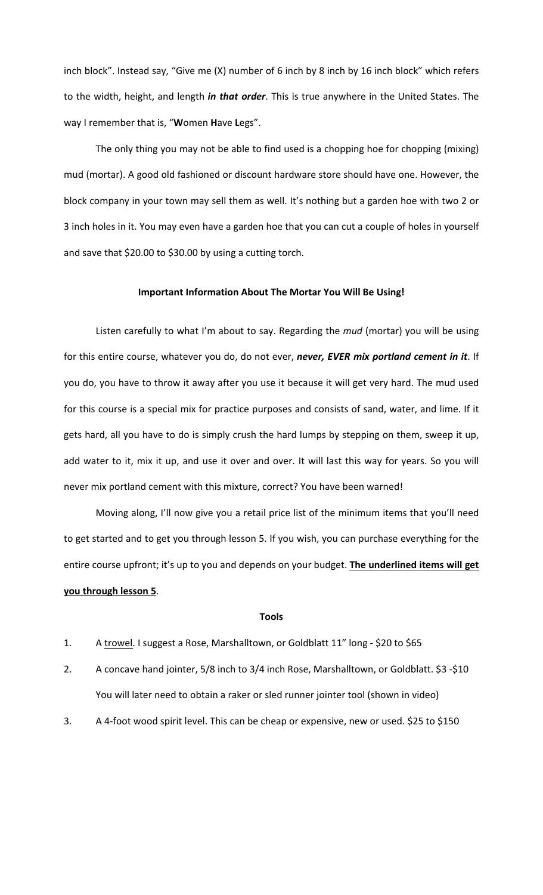inch block". Instead say, "Give me (X) number of 6 inch by 8 inch by 16 inch block" which refers to the width, height, and length ***in that order***. This is true anywhere in the United States. The way I remember that is, "**W**omen **H**ave **L**egs".

The only thing you may not be able to find used is a chopping hoe for chopping (mixing) mud (mortar). A good old fashioned or discount hardware store should have one. However, the block company in your town may sell them as well. It's nothing but a garden hoe with two 2 or 3 inch holes in it. You may even have a garden hoe that you can cut a couple of holes in yourself and save that $20.00 to $30.00 by using a cutting torch.

**Important Information About The Mortar You Will Be Using!**

Listen carefully to what I'm about to say. Regarding the *mud* (mortar) you will be using for this entire course, whatever you do, do not ever, ***never, EVER mix portland cement in it***. If you do, you have to throw it away after you use it because it will get very hard. The mud used for this course is a special mix for practice purposes and consists of sand, water, and lime. If it gets hard, all you have to do is simply crush the hard lumps by stepping on them, sweep it up, add water to it, mix it up, and use it over and over. It will last this way for years. So you will never mix portland cement with this mixture, correct? You have been warned!

Moving along, I'll now give you a retail price list of the minimum items that you'll need to get started and to get you through lesson 5. If you wish, you can purchase everything for the entire course upfront; it's up to you and depends on your budget. **<u>The underlined items will get you through lesson 5</u>**.

**Tools**

1. A <u>trowel</u>. I suggest a Rose, Marshalltown, or Goldblatt 11" long - $20 to $65
2. A concave hand jointer, 5/8 inch to 3/4 inch Rose, Marshalltown, or Goldblatt. $3 -$10

   You will later need to obtain a raker or sled runner jointer tool (shown in video)
3. A 4-foot wood spirit level. This can be cheap or expensive, new or used. $25 to $150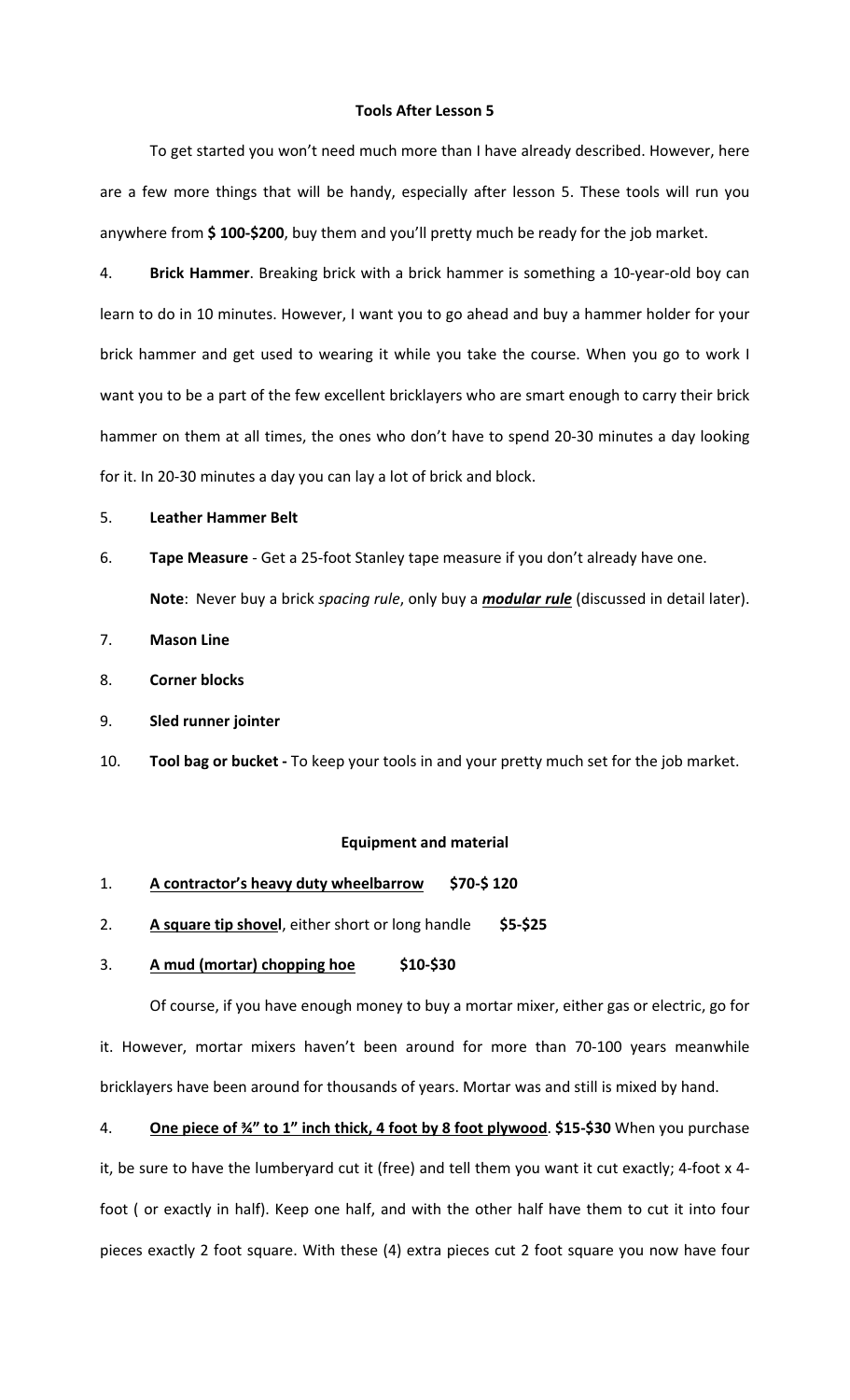## Tools After Lesson 5

To get started you won't need much more than I have already described. However, here are a few more things that will be handy, especially after lesson 5. These tools will run you anywhere from **$ 100-$200**, buy them and you'll pretty much be ready for the job market.

4. **Brick Hammer**. Breaking brick with a brick hammer is something a 10-year-old boy can learn to do in 10 minutes. However, I want you to go ahead and buy a hammer holder for your brick hammer and get used to wearing it while you take the course. When you go to work I want you to be a part of the few excellent bricklayers who are smart enough to carry their brick hammer on them at all times, the ones who don't have to spend 20-30 minutes a day looking for it. In 20-30 minutes a day you can lay a lot of brick and block.
5. **Leather Hammer Belt**
6. **Tape Measure** - Get a 25-foot Stanley tape measure if you don't already have one.

   **Note**: Never buy a brick *spacing rule*, only buy a ***modular rule*** (discussed in detail later).
7. **Mason Line**
8. **Corner blocks**
9. **Sled runner jointer**
10. **Tool bag or bucket -** To keep your tools in and your pretty much set for the job market.

## Equipment and material

1. **A contractor's heavy duty wheelbarrow** **$70-$ 120**
2. **A square tip shovel**, either short or long handle **$5-$25**
3. **A mud (mortar) chopping hoe** **$10-$30**

Of course, if you have enough money to buy a mortar mixer, either gas or electric, go for it. However, mortar mixers haven't been around for more than 70-100 years meanwhile bricklayers have been around for thousands of years. Mortar was and still is mixed by hand.

4. **One piece of ¾" to 1" inch thick, 4 foot by 8 foot plywood**. **$15-$30** When you purchase it, be sure to have the lumberyard cut it (free) and tell them you want it cut exactly; 4-foot x 4-foot ( or exactly in half). Keep one half, and with the other half have them to cut it into four pieces exactly 2 foot square. With these (4) extra pieces cut 2 foot square you now have four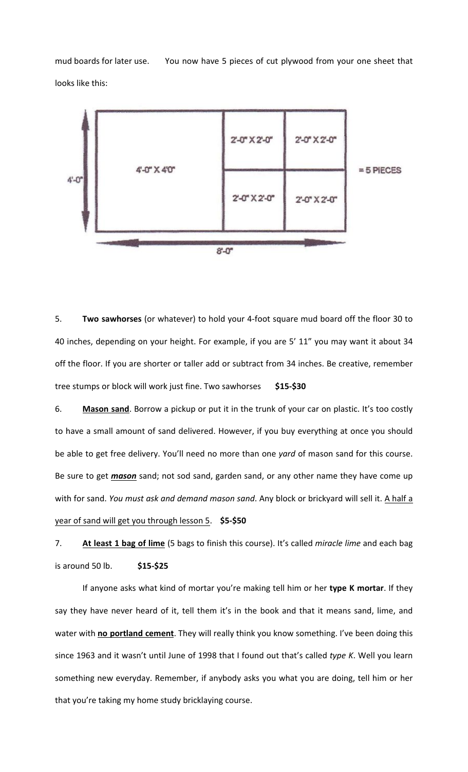mud boards for later use. You now have 5 pieces of cut plywood from your one sheet that looks like this:

| 4'-0" X 4'0" | 2'-0" X 2'-0" | 2'-0" X 2'-0" |
|---|---|---|
| | 2'-0" X 2'-0" | 2'-0" X 2'-0" |

4'-0" (height) × 8'-0" (length) = 5 PIECES

5. **Two sawhorses** (or whatever) to hold your 4-foot square mud board off the floor 30 to 40 inches, depending on your height. For example, if you are 5' 11" you may want it about 34 off the floor. If you are shorter or taller add or subtract from 34 inches. Be creative, remember tree stumps or block will work just fine. Two sawhorses **$15-$30**

6. **Mason sand**. Borrow a pickup or put it in the trunk of your car on plastic. It's too costly to have a small amount of sand delivered. However, if you buy everything at once you should be able to get free delivery. You'll need no more than one *yard* of mason sand for this course. Be sure to get ***mason*** sand; not sod sand, garden sand, or any other name they have come up with for sand. *You must ask and demand mason sand*. Any block or brickyard will sell it. A half a year of sand will get you through lesson 5. **$5-$50**

7. **At least 1 bag of lime** (5 bags to finish this course). It's called *miracle lime* and each bag is around 50 lb. **$15-$25**

If anyone asks what kind of mortar you're making tell him or her **type K mortar**. If they say they have never heard of it, tell them it's in the book and that it means sand, lime, and water with **no portland cement**. They will really think you know something. I've been doing this since 1963 and it wasn't until June of 1998 that I found out that's called *type K*. Well you learn something new everyday. Remember, if anybody asks you what you are doing, tell him or her that you're taking my home study bricklaying course.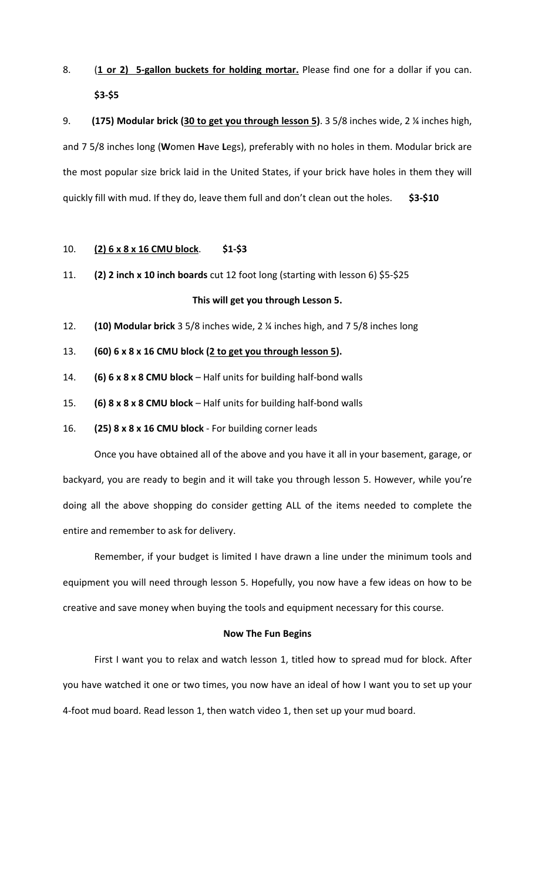8. (**1 or 2) 5-gallon buckets for holding mortar.** Please find one for a dollar if you can. **$3-$5**

9. **(175) Modular brick (30 to get you through lesson 5)**. 3 5/8 inches wide, 2 ¼ inches high, and 7 5/8 inches long (**W**omen **H**ave **L**egs), preferably with no holes in them. Modular brick are the most popular size brick laid in the United States, if your brick have holes in them they will quickly fill with mud. If they do, leave them full and don't clean out the holes. **$3-$10**

10. **(2) 6 x 8 x 16 CMU block**. **$1-$3**

11. **(2) 2 inch x 10 inch boards** cut 12 foot long (starting with lesson 6) $5-$25

**This will get you through Lesson 5.**

12. **(10) Modular brick** 3 5/8 inches wide, 2 ¼ inches high, and 7 5/8 inches long

13. **(60) 6 x 8 x 16 CMU block (2 to get you through lesson 5).**

14. **(6) 6 x 8 x 8 CMU block** – Half units for building half-bond walls

15. **(6) 8 x 8 x 8 CMU block** – Half units for building half-bond walls

16. **(25) 8 x 8 x 16 CMU block** - For building corner leads

Once you have obtained all of the above and you have it all in your basement, garage, or backyard, you are ready to begin and it will take you through lesson 5. However, while you're doing all the above shopping do consider getting ALL of the items needed to complete the entire and remember to ask for delivery.

Remember, if your budget is limited I have drawn a line under the minimum tools and equipment you will need through lesson 5. Hopefully, you now have a few ideas on how to be creative and save money when buying the tools and equipment necessary for this course.

**Now The Fun Begins**

First I want you to relax and watch lesson 1, titled how to spread mud for block. After you have watched it one or two times, you now have an ideal of how I want you to set up your 4-foot mud board. Read lesson 1, then watch video 1, then set up your mud board.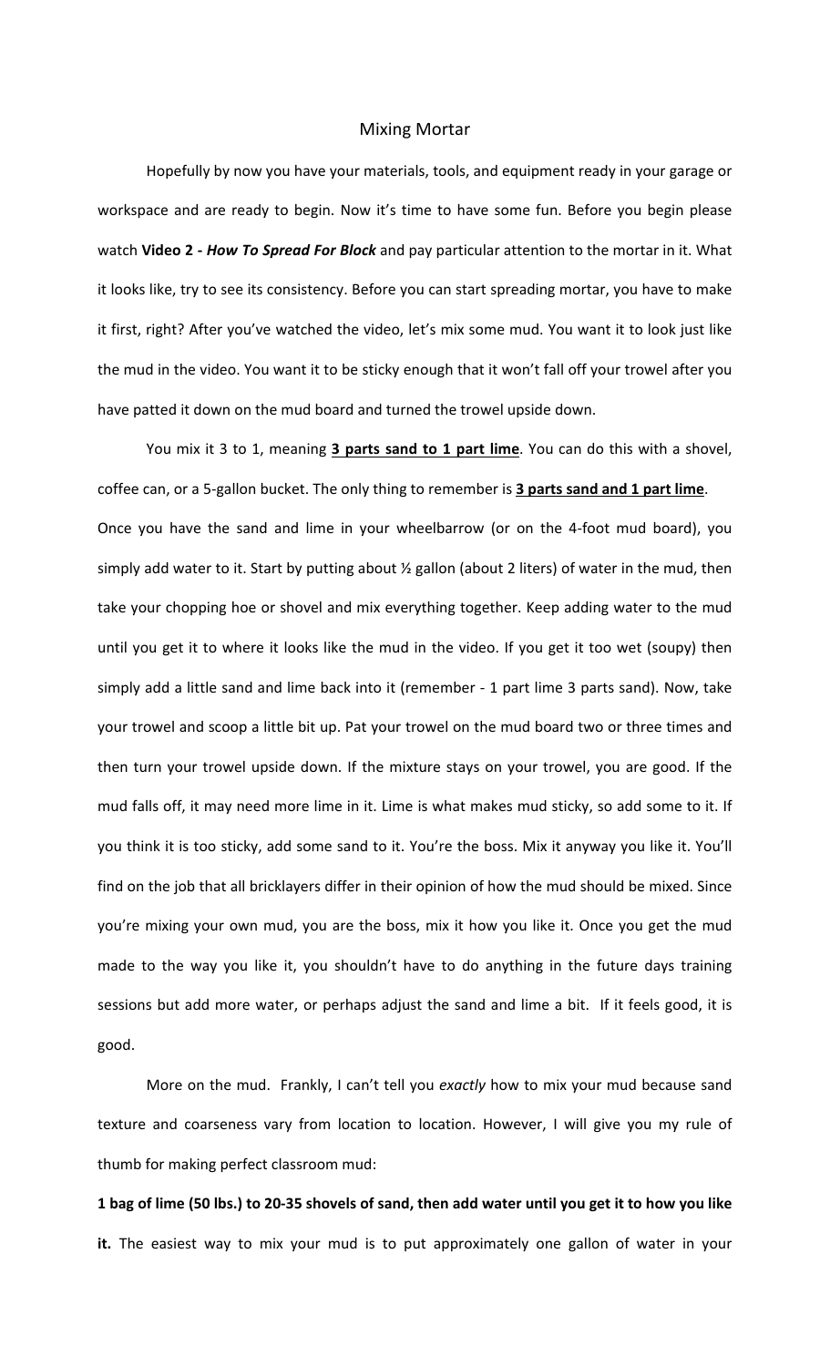# Mixing Mortar

Hopefully by now you have your materials, tools, and equipment ready in your garage or workspace and are ready to begin. Now it's time to have some fun. Before you begin please watch **Video 2 - *How To Spread For Block*** and pay particular attention to the mortar in it. What it looks like, try to see its consistency. Before you can start spreading mortar, you have to make it first, right? After you've watched the video, let's mix some mud. You want it to look just like the mud in the video. You want it to be sticky enough that it won't fall off your trowel after you have patted it down on the mud board and turned the trowel upside down.

You mix it 3 to 1, meaning **<u>3 parts sand to 1 part lime</u>**. You can do this with a shovel, coffee can, or a 5-gallon bucket. The only thing to remember is **<u>3 parts sand and 1 part lime</u>**. Once you have the sand and lime in your wheelbarrow (or on the 4-foot mud board), you simply add water to it. Start by putting about ½ gallon (about 2 liters) of water in the mud, then take your chopping hoe or shovel and mix everything together. Keep adding water to the mud until you get it to where it looks like the mud in the video. If you get it too wet (soupy) then simply add a little sand and lime back into it (remember - 1 part lime 3 parts sand). Now, take your trowel and scoop a little bit up. Pat your trowel on the mud board two or three times and then turn your trowel upside down. If the mixture stays on your trowel, you are good. If the mud falls off, it may need more lime in it. Lime is what makes mud sticky, so add some to it. If you think it is too sticky, add some sand to it. You're the boss. Mix it anyway you like it. You'll find on the job that all bricklayers differ in their opinion of how the mud should be mixed. Since you're mixing your own mud, you are the boss, mix it how you like it. Once you get the mud made to the way you like it, you shouldn't have to do anything in the future days training sessions but add more water, or perhaps adjust the sand and lime a bit. If it feels good, it is good.

More on the mud. Frankly, I can't tell you *exactly* how to mix your mud because sand texture and coarseness vary from location to location. However, I will give you my rule of thumb for making perfect classroom mud:

**1 bag of lime (50 lbs.) to 20-35 shovels of sand, then add water until you get it to how you like it.** The easiest way to mix your mud is to put approximately one gallon of water in your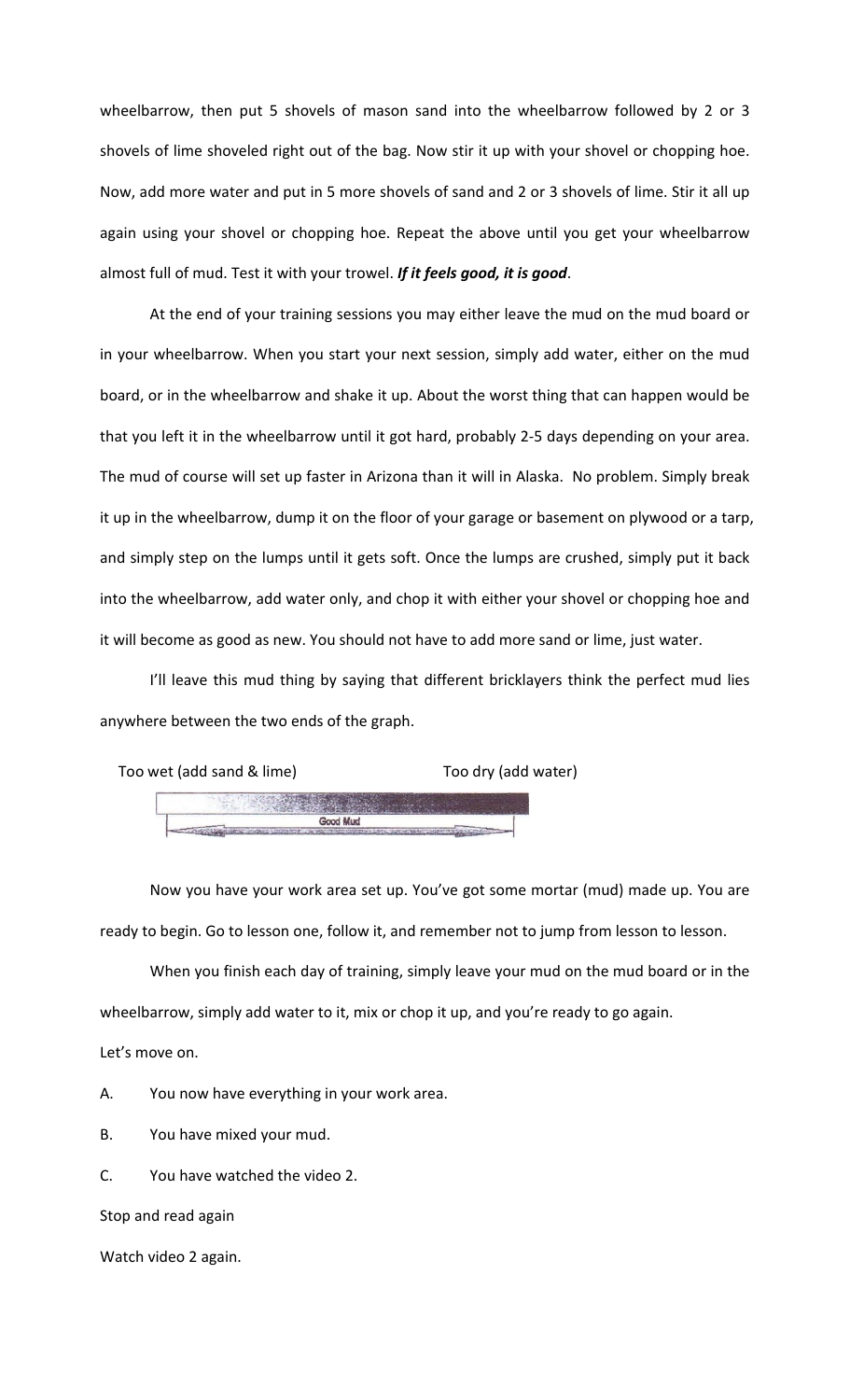wheelbarrow, then put 5 shovels of mason sand into the wheelbarrow followed by 2 or 3 shovels of lime shoveled right out of the bag. Now stir it up with your shovel or chopping hoe. Now, add more water and put in 5 more shovels of sand and 2 or 3 shovels of lime. Stir it all up again using your shovel or chopping hoe. Repeat the above until you get your wheelbarrow almost full of mud. Test it with your trowel. ***If it feels good, it is good***.

At the end of your training sessions you may either leave the mud on the mud board or in your wheelbarrow. When you start your next session, simply add water, either on the mud board, or in the wheelbarrow and shake it up. About the worst thing that can happen would be that you left it in the wheelbarrow until it got hard, probably 2-5 days depending on your area. The mud of course will set up faster in Arizona than it will in Alaska. No problem. Simply break it up in the wheelbarrow, dump it on the floor of your garage or basement on plywood or a tarp, and simply step on the lumps until it gets soft. Once the lumps are crushed, simply put it back into the wheelbarrow, add water only, and chop it with either your shovel or chopping hoe and it will become as good as new. You should not have to add more sand or lime, just water.

I'll leave this mud thing by saying that different bricklayers think the perfect mud lies anywhere between the two ends of the graph.

Too wet (add sand & lime) Too dry (add water)

Good Mud

Now you have your work area set up. You've got some mortar (mud) made up. You are ready to begin. Go to lesson one, follow it, and remember not to jump from lesson to lesson.

When you finish each day of training, simply leave your mud on the mud board or in the wheelbarrow, simply add water to it, mix or chop it up, and you're ready to go again.

Let's move on.

A. You now have everything in your work area.

B. You have mixed your mud.

C. You have watched the video 2.

Stop and read again

Watch video 2 again.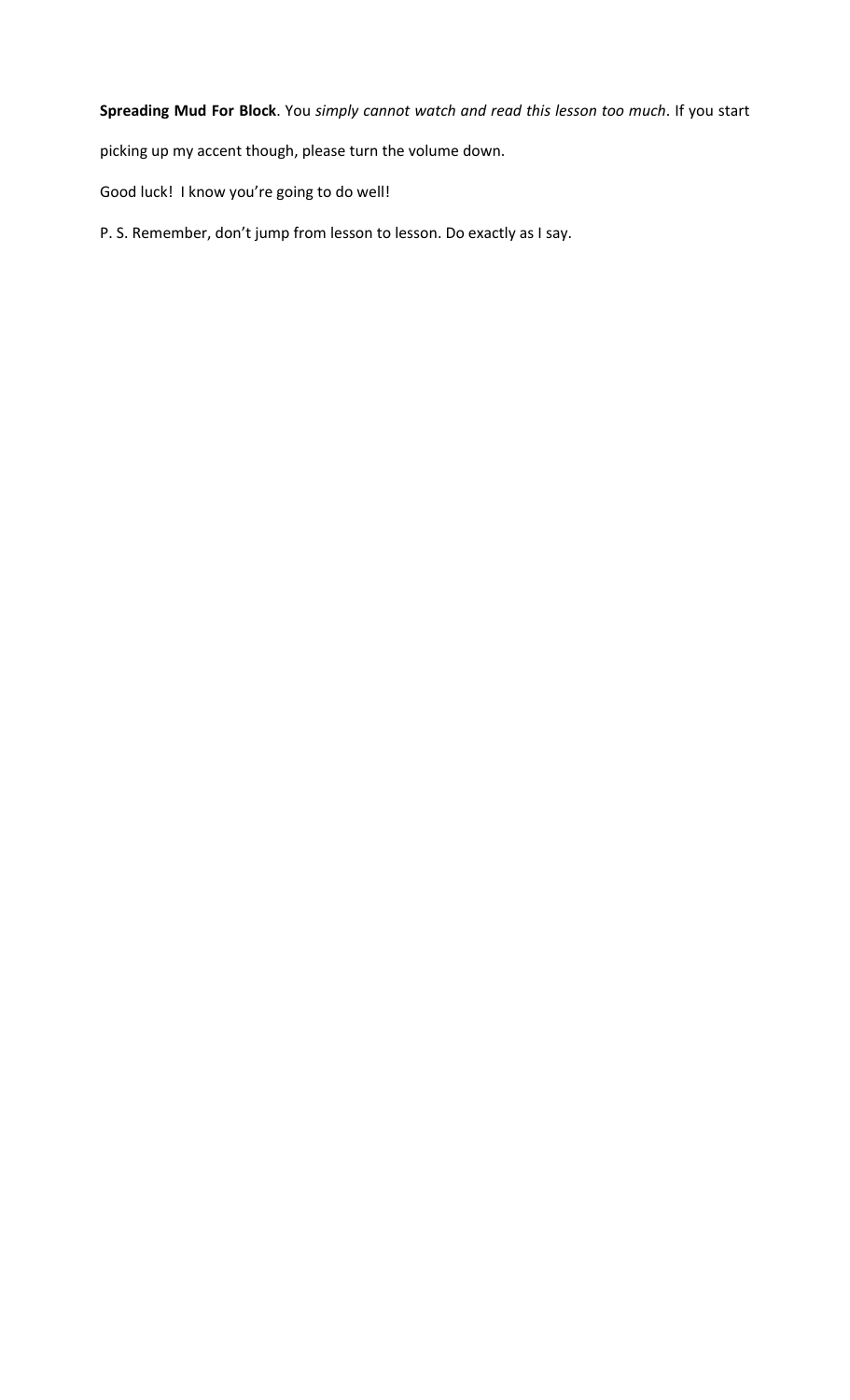**Spreading Mud For Block**. You *simply cannot watch and read this lesson too much*. If you start picking up my accent though, please turn the volume down.

Good luck! I know you're going to do well!

P. S. Remember, don't jump from lesson to lesson. Do exactly as I say.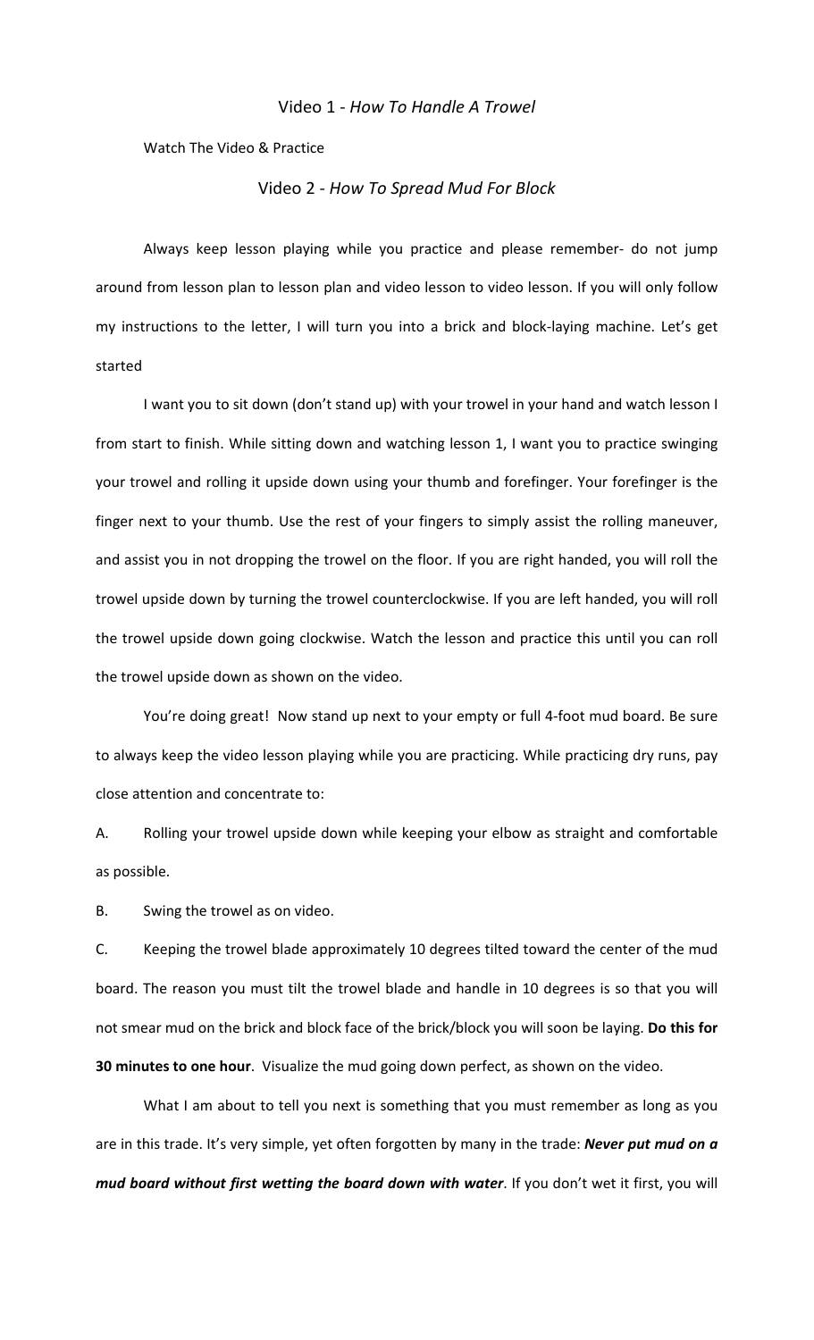## Video 1 - *How To Handle A Trowel*

Watch The Video & Practice

## Video 2 - *How To Spread Mud For Block*

Always keep lesson playing while you practice and please remember- do not jump around from lesson plan to lesson plan and video lesson to video lesson. If you will only follow my instructions to the letter, I will turn you into a brick and block-laying machine. Let's get started

I want you to sit down (don't stand up) with your trowel in your hand and watch lesson I from start to finish. While sitting down and watching lesson 1, I want you to practice swinging your trowel and rolling it upside down using your thumb and forefinger. Your forefinger is the finger next to your thumb. Use the rest of your fingers to simply assist the rolling maneuver, and assist you in not dropping the trowel on the floor. If you are right handed, you will roll the trowel upside down by turning the trowel counterclockwise. If you are left handed, you will roll the trowel upside down going clockwise. Watch the lesson and practice this until you can roll the trowel upside down as shown on the video.

You're doing great! Now stand up next to your empty or full 4-foot mud board. Be sure to always keep the video lesson playing while you are practicing. While practicing dry runs, pay close attention and concentrate to:

A. Rolling your trowel upside down while keeping your elbow as straight and comfortable as possible.

B. Swing the trowel as on video.

C. Keeping the trowel blade approximately 10 degrees tilted toward the center of the mud board. The reason you must tilt the trowel blade and handle in 10 degrees is so that you will not smear mud on the brick and block face of the brick/block you will soon be laying. **Do this for 30 minutes to one hour**. Visualize the mud going down perfect, as shown on the video.

What I am about to tell you next is something that you must remember as long as you are in this trade. It's very simple, yet often forgotten by many in the trade: ***Never put mud on a mud board without first wetting the board down with water***. If you don't wet it first, you will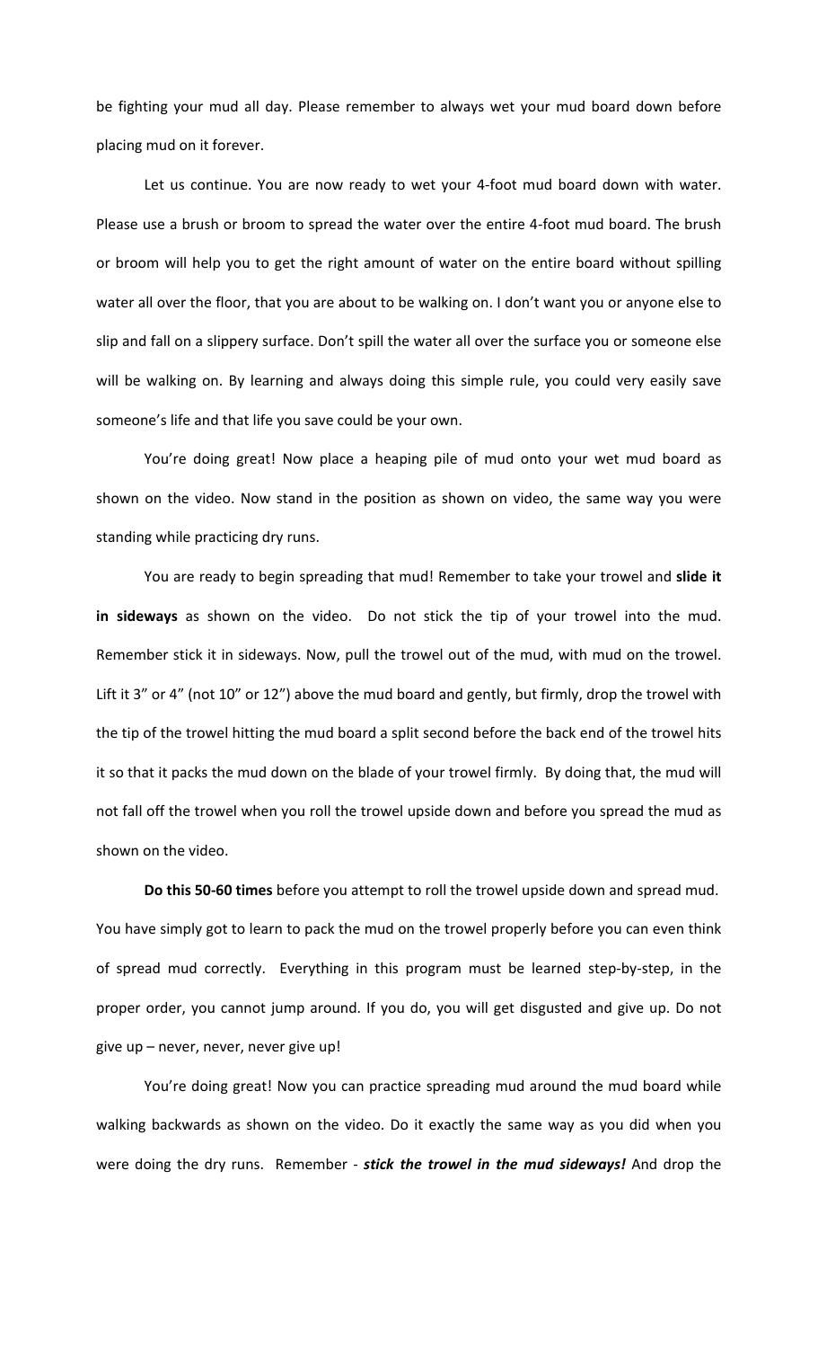be fighting your mud all day. Please remember to always wet your mud board down before placing mud on it forever.

Let us continue. You are now ready to wet your 4-foot mud board down with water. Please use a brush or broom to spread the water over the entire 4-foot mud board. The brush or broom will help you to get the right amount of water on the entire board without spilling water all over the floor, that you are about to be walking on. I don't want you or anyone else to slip and fall on a slippery surface. Don't spill the water all over the surface you or someone else will be walking on. By learning and always doing this simple rule, you could very easily save someone's life and that life you save could be your own.

You're doing great! Now place a heaping pile of mud onto your wet mud board as shown on the video. Now stand in the position as shown on video, the same way you were standing while practicing dry runs.

You are ready to begin spreading that mud! Remember to take your trowel and **slide it in sideways** as shown on the video. Do not stick the tip of your trowel into the mud. Remember stick it in sideways. Now, pull the trowel out of the mud, with mud on the trowel. Lift it 3" or 4" (not 10" or 12") above the mud board and gently, but firmly, drop the trowel with the tip of the trowel hitting the mud board a split second before the back end of the trowel hits it so that it packs the mud down on the blade of your trowel firmly. By doing that, the mud will not fall off the trowel when you roll the trowel upside down and before you spread the mud as shown on the video.

**Do this 50-60 times** before you attempt to roll the trowel upside down and spread mud. You have simply got to learn to pack the mud on the trowel properly before you can even think of spread mud correctly. Everything in this program must be learned step-by-step, in the proper order, you cannot jump around. If you do, you will get disgusted and give up. Do not give up – never, never, never give up!

You're doing great! Now you can practice spreading mud around the mud board while walking backwards as shown on the video. Do it exactly the same way as you did when you were doing the dry runs. Remember - ***stick the trowel in the mud sideways!*** And drop the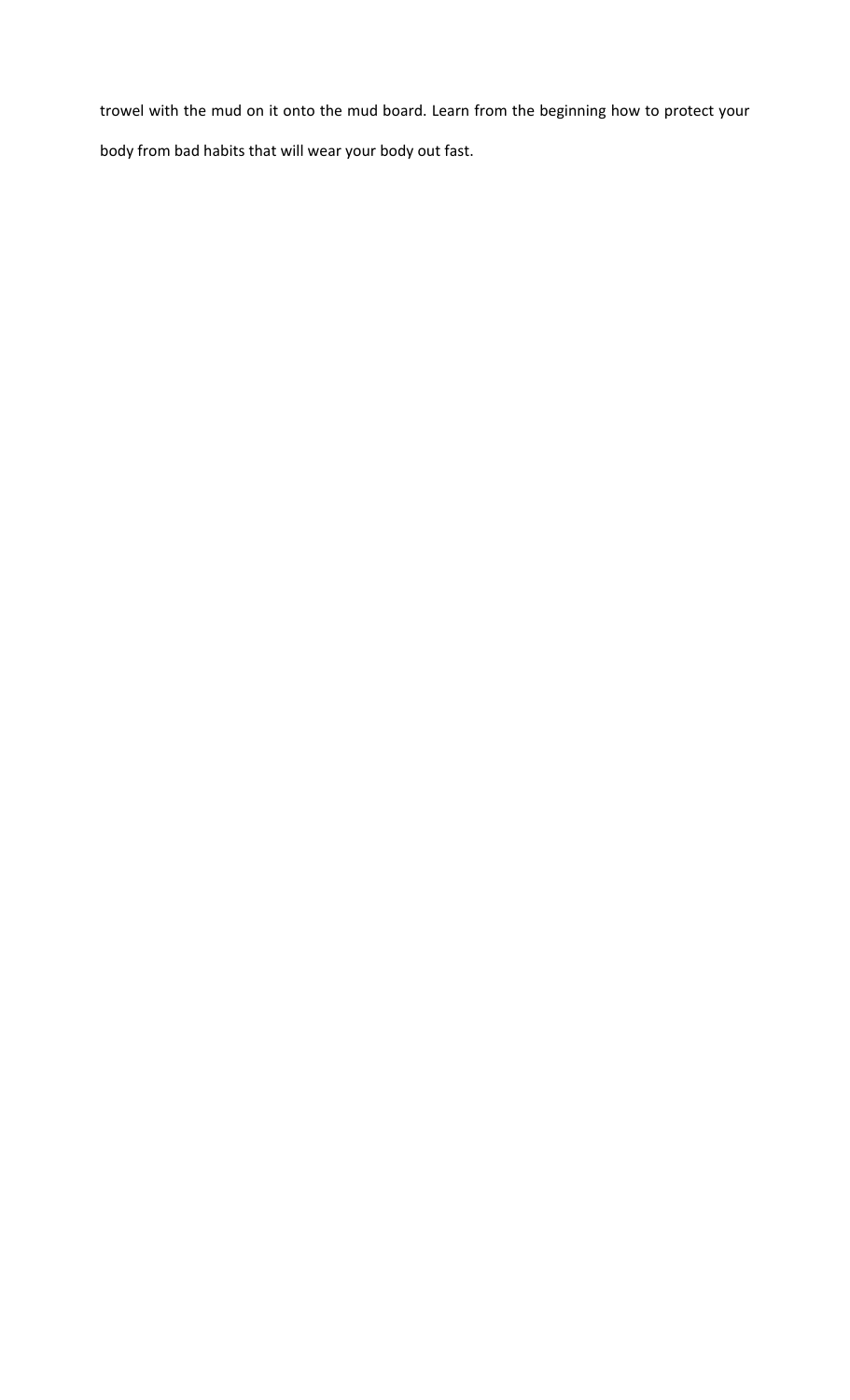trowel with the mud on it onto the mud board. Learn from the beginning how to protect your body from bad habits that will wear your body out fast.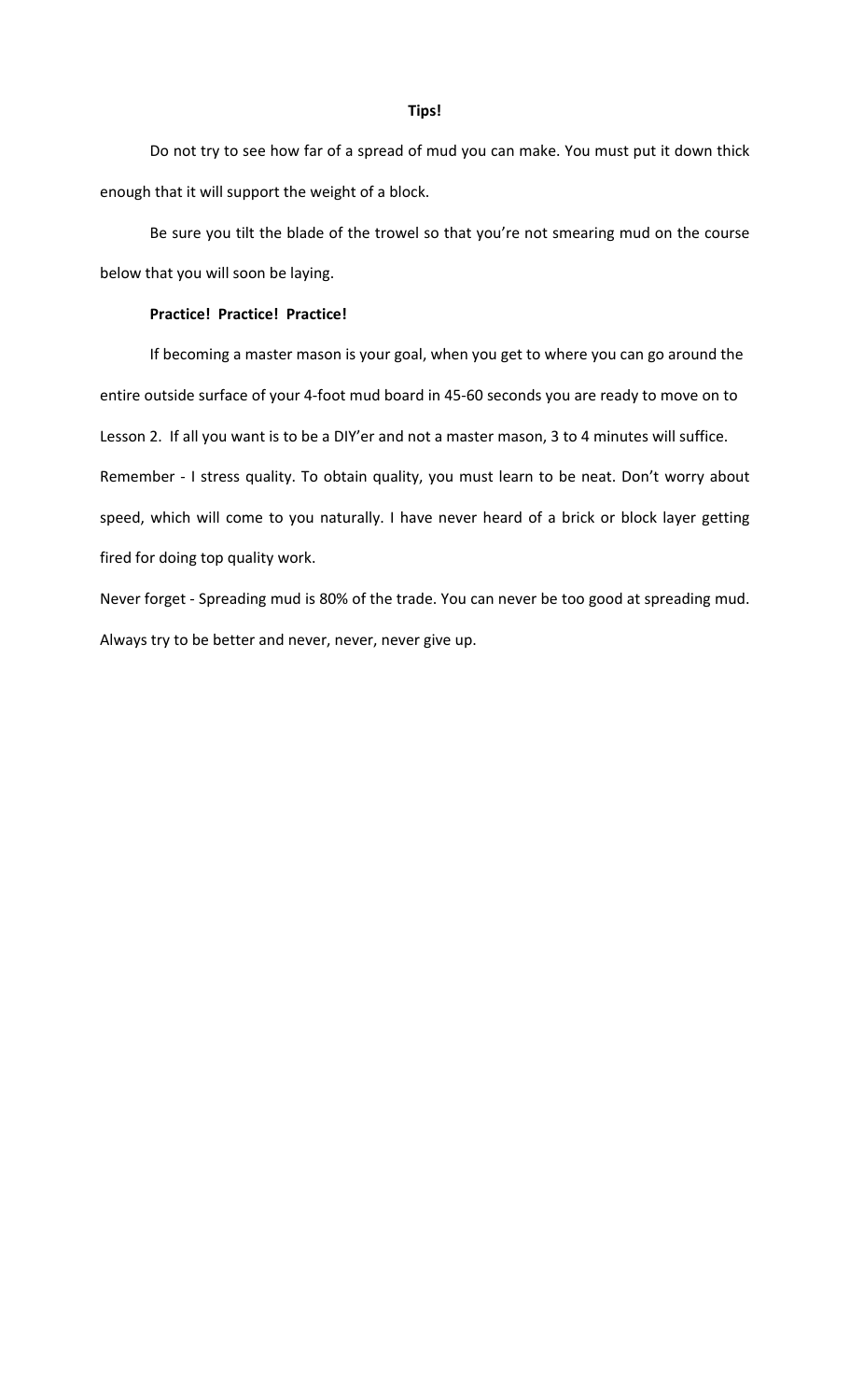**Tips!**

Do not try to see how far of a spread of mud you can make. You must put it down thick enough that it will support the weight of a block.

Be sure you tilt the blade of the trowel so that you're not smearing mud on the course below that you will soon be laying.

**Practice! Practice! Practice!**

If becoming a master mason is your goal, when you get to where you can go around the entire outside surface of your 4-foot mud board in 45-60 seconds you are ready to move on to Lesson 2. If all you want is to be a DIY'er and not a master mason, 3 to 4 minutes will suffice.

Remember - I stress quality. To obtain quality, you must learn to be neat. Don't worry about speed, which will come to you naturally. I have never heard of a brick or block layer getting fired for doing top quality work.

Never forget - Spreading mud is 80% of the trade. You can never be too good at spreading mud. Always try to be better and never, never, never give up.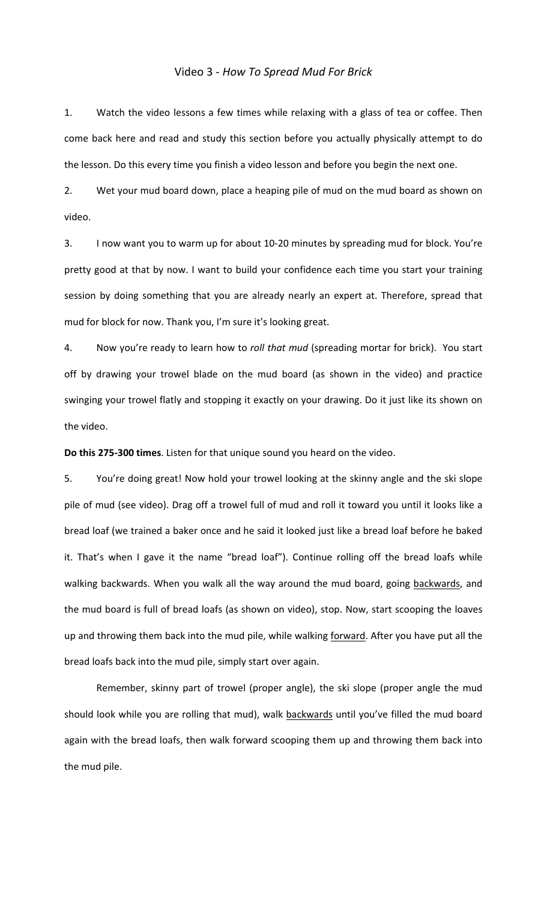# Video 3 - *How To Spread Mud For Brick*

1. Watch the video lessons a few times while relaxing with a glass of tea or coffee. Then come back here and read and study this section before you actually physically attempt to do the lesson. Do this every time you finish a video lesson and before you begin the next one.

2. Wet your mud board down, place a heaping pile of mud on the mud board as shown on video.

3. I now want you to warm up for about 10-20 minutes by spreading mud for block. You're pretty good at that by now. I want to build your confidence each time you start your training session by doing something that you are already nearly an expert at. Therefore, spread that mud for block for now. Thank you, I'm sure it's looking great.

4. Now you're ready to learn how to *roll that mud* (spreading mortar for brick). You start off by drawing your trowel blade on the mud board (as shown in the video) and practice swinging your trowel flatly and stopping it exactly on your drawing. Do it just like its shown on the video.

**Do this 275-300 times**. Listen for that unique sound you heard on the video.

5. You're doing great! Now hold your trowel looking at the skinny angle and the ski slope pile of mud (see video). Drag off a trowel full of mud and roll it toward you until it looks like a bread loaf (we trained a baker once and he said it looked just like a bread loaf before he baked it. That's when I gave it the name "bread loaf"). Continue rolling off the bread loafs while walking backwards. When you walk all the way around the mud board, going <u>backwards</u>, and the mud board is full of bread loafs (as shown on video), stop. Now, start scooping the loaves up and throwing them back into the mud pile, while walking <u>forward</u>. After you have put all the bread loafs back into the mud pile, simply start over again.

Remember, skinny part of trowel (proper angle), the ski slope (proper angle the mud should look while you are rolling that mud), walk <u>backwards</u> until you've filled the mud board again with the bread loafs, then walk forward scooping them up and throwing them back into the mud pile.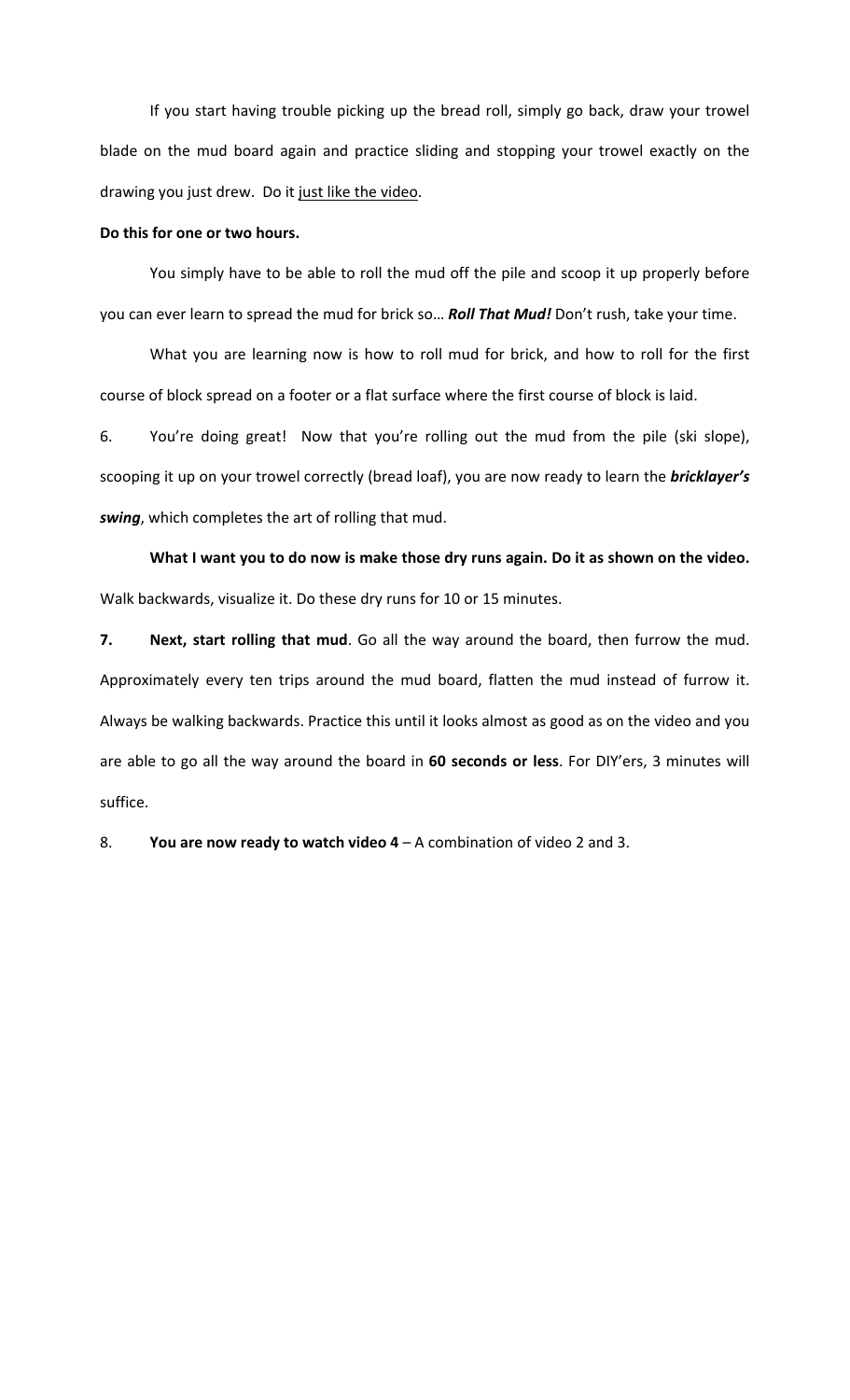If you start having trouble picking up the bread roll, simply go back, draw your trowel blade on the mud board again and practice sliding and stopping your trowel exactly on the drawing you just drew. Do it just like the video.

**Do this for one or two hours.**

You simply have to be able to roll the mud off the pile and scoop it up properly before you can ever learn to spread the mud for brick so… ***Roll That Mud!*** Don't rush, take your time.

What you are learning now is how to roll mud for brick, and how to roll for the first course of block spread on a footer or a flat surface where the first course of block is laid.

6. You're doing great! Now that you're rolling out the mud from the pile (ski slope), scooping it up on your trowel correctly (bread loaf), you are now ready to learn the ***bricklayer's swing***, which completes the art of rolling that mud.

**What I want you to do now is make those dry runs again. Do it as shown on the video.** Walk backwards, visualize it. Do these dry runs for 10 or 15 minutes.

**7. Next, start rolling that mud**. Go all the way around the board, then furrow the mud. Approximately every ten trips around the mud board, flatten the mud instead of furrow it. Always be walking backwards. Practice this until it looks almost as good as on the video and you are able to go all the way around the board in **60 seconds or less**. For DIY'ers, 3 minutes will suffice.

8. **You are now ready to watch video 4** – A combination of video 2 and 3.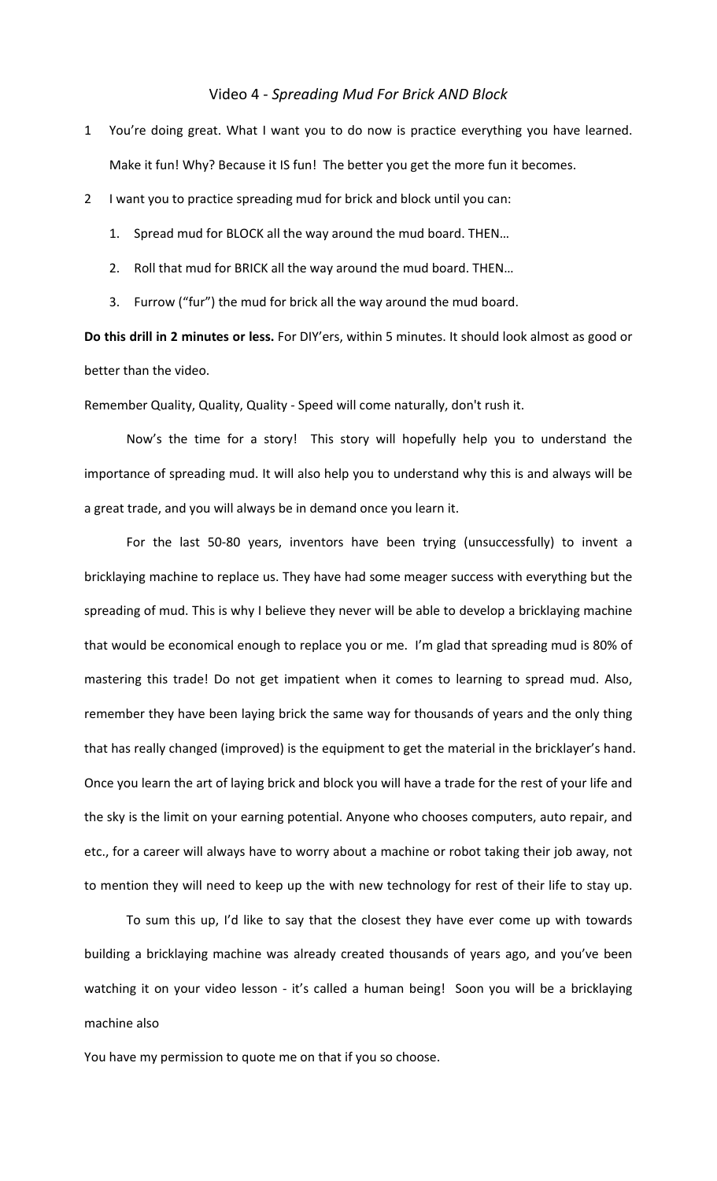# Video 4 - *Spreading Mud For Brick AND Block*

1 You're doing great. What I want you to do now is practice everything you have learned. Make it fun! Why? Because it IS fun! The better you get the more fun it becomes.

2 I want you to practice spreading mud for brick and block until you can:

1. Spread mud for BLOCK all the way around the mud board. THEN…
2. Roll that mud for BRICK all the way around the mud board. THEN…
3. Furrow ("fur") the mud for brick all the way around the mud board.

**Do this drill in 2 minutes or less.** For DIY'ers, within 5 minutes. It should look almost as good or better than the video.

Remember Quality, Quality, Quality - Speed will come naturally, don't rush it.

Now's the time for a story! This story will hopefully help you to understand the importance of spreading mud. It will also help you to understand why this is and always will be a great trade, and you will always be in demand once you learn it.

For the last 50-80 years, inventors have been trying (unsuccessfully) to invent a bricklaying machine to replace us. They have had some meager success with everything but the spreading of mud. This is why I believe they never will be able to develop a bricklaying machine that would be economical enough to replace you or me. I'm glad that spreading mud is 80% of mastering this trade! Do not get impatient when it comes to learning to spread mud. Also, remember they have been laying brick the same way for thousands of years and the only thing that has really changed (improved) is the equipment to get the material in the bricklayer's hand. Once you learn the art of laying brick and block you will have a trade for the rest of your life and the sky is the limit on your earning potential. Anyone who chooses computers, auto repair, and etc., for a career will always have to worry about a machine or robot taking their job away, not to mention they will need to keep up the with new technology for rest of their life to stay up.

To sum this up, I'd like to say that the closest they have ever come up with towards building a bricklaying machine was already created thousands of years ago, and you've been watching it on your video lesson - it's called a human being! Soon you will be a bricklaying machine also

You have my permission to quote me on that if you so choose.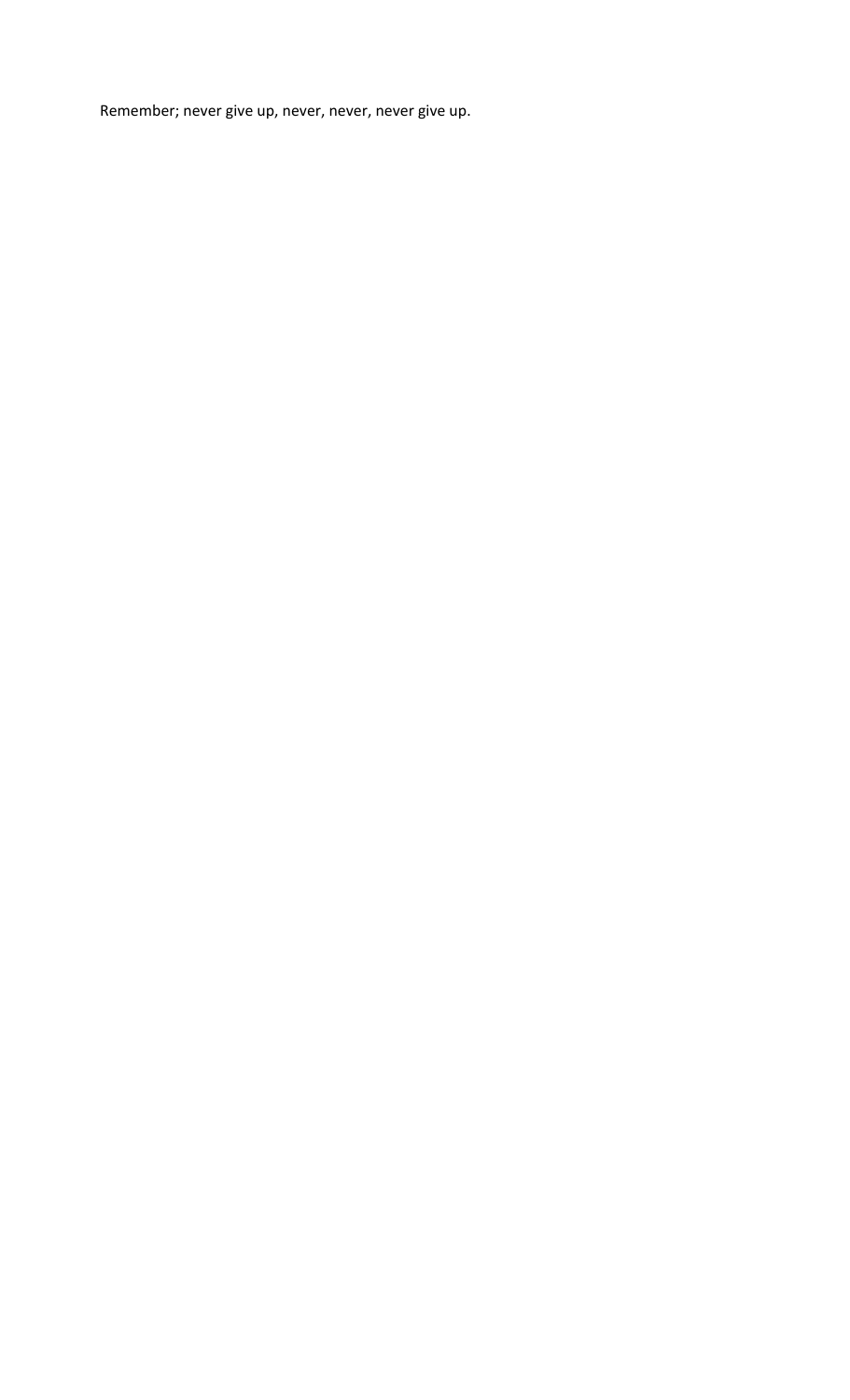Remember; never give up, never, never, never give up.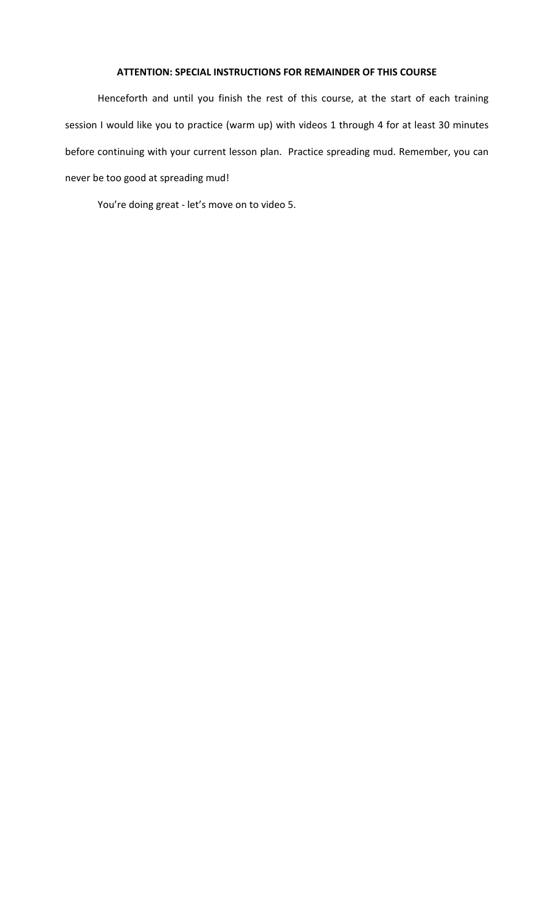**ATTENTION: SPECIAL INSTRUCTIONS FOR REMAINDER OF THIS COURSE**

Henceforth and until you finish the rest of this course, at the start of each training session I would like you to practice (warm up) with videos 1 through 4 for at least 30 minutes before continuing with your current lesson plan. Practice spreading mud. Remember, you can never be too good at spreading mud!

You're doing great - let's move on to video 5.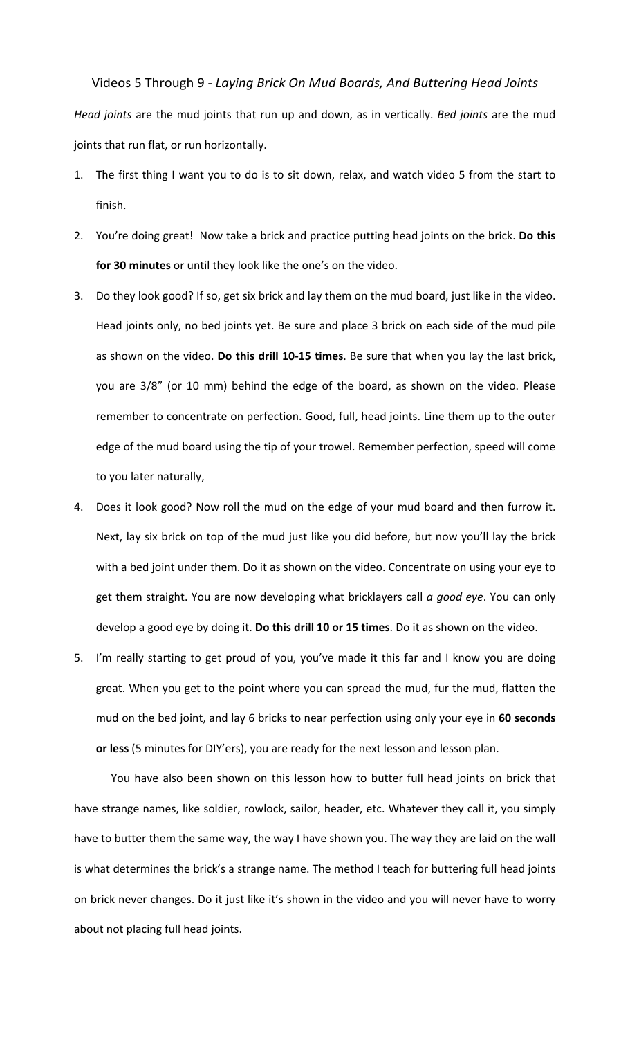## Videos 5 Through 9 - *Laying Brick On Mud Boards, And Buttering Head Joints*

*Head joints* are the mud joints that run up and down, as in vertically. *Bed joints* are the mud joints that run flat, or run horizontally.

1. The first thing I want you to do is to sit down, relax, and watch video 5 from the start to finish.
2. You're doing great! Now take a brick and practice putting head joints on the brick. **Do this for 30 minutes** or until they look like the one's on the video.
3. Do they look good? If so, get six brick and lay them on the mud board, just like in the video. Head joints only, no bed joints yet. Be sure and place 3 brick on each side of the mud pile as shown on the video. **Do this drill 10-15 times**. Be sure that when you lay the last brick, you are 3/8" (or 10 mm) behind the edge of the board, as shown on the video. Please remember to concentrate on perfection. Good, full, head joints. Line them up to the outer edge of the mud board using the tip of your trowel. Remember perfection, speed will come to you later naturally,
4. Does it look good? Now roll the mud on the edge of your mud board and then furrow it. Next, lay six brick on top of the mud just like you did before, but now you'll lay the brick with a bed joint under them. Do it as shown on the video. Concentrate on using your eye to get them straight. You are now developing what bricklayers call *a good eye*. You can only develop a good eye by doing it. **Do this drill 10 or 15 times**. Do it as shown on the video.
5. I'm really starting to get proud of you, you've made it this far and I know you are doing great. When you get to the point where you can spread the mud, fur the mud, flatten the mud on the bed joint, and lay 6 bricks to near perfection using only your eye in **60 seconds or less** (5 minutes for DIY'ers), you are ready for the next lesson and lesson plan.

You have also been shown on this lesson how to butter full head joints on brick that have strange names, like soldier, rowlock, sailor, header, etc. Whatever they call it, you simply have to butter them the same way, the way I have shown you. The way they are laid on the wall is what determines the brick's a strange name. The method I teach for buttering full head joints on brick never changes. Do it just like it's shown in the video and you will never have to worry about not placing full head joints.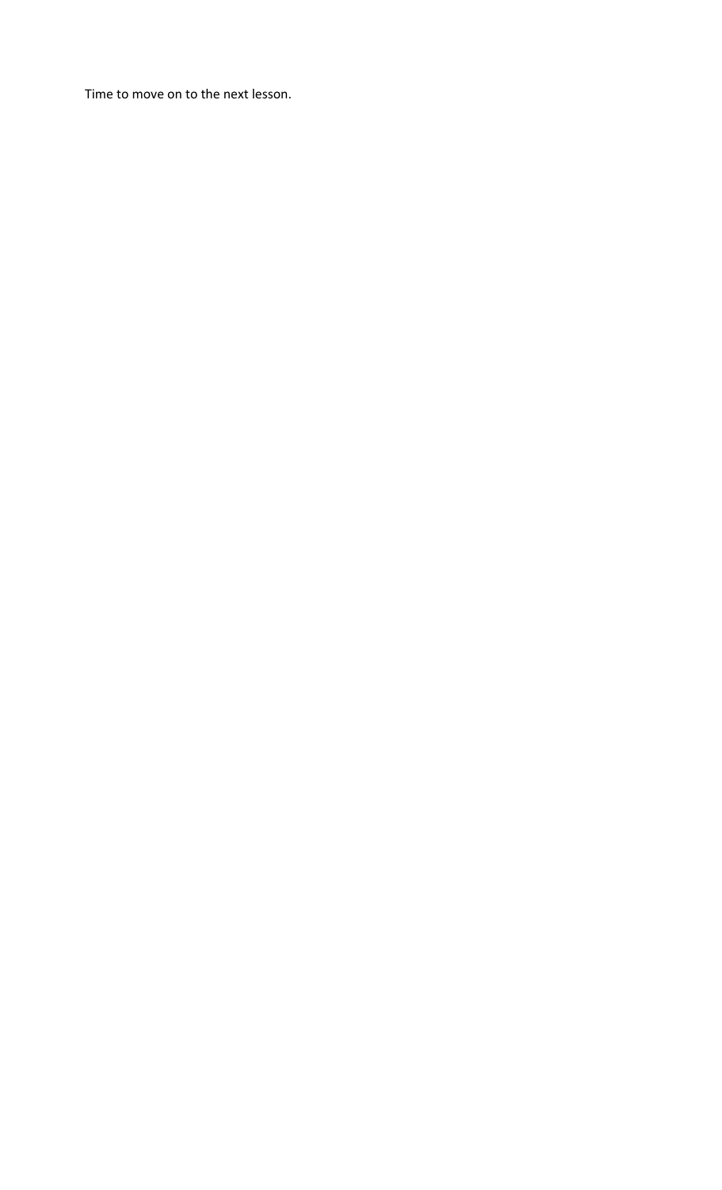Time to move on to the next lesson.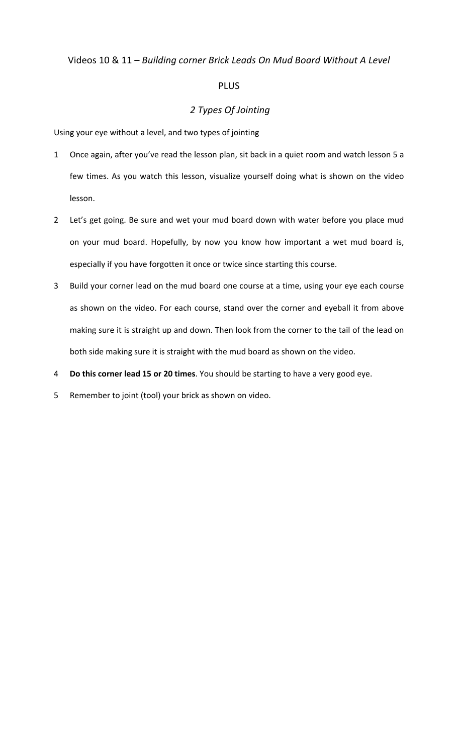## Videos 10 & 11 – *Building corner Brick Leads On Mud Board Without A Level*

PLUS

*2 Types Of Jointing*

Using your eye without a level, and two types of jointing

1. Once again, after you've read the lesson plan, sit back in a quiet room and watch lesson 5 a few times. As you watch this lesson, visualize yourself doing what is shown on the video lesson.
2. Let's get going. Be sure and wet your mud board down with water before you place mud on your mud board. Hopefully, by now you know how important a wet mud board is, especially if you have forgotten it once or twice since starting this course.
3. Build your corner lead on the mud board one course at a time, using your eye each course as shown on the video. For each course, stand over the corner and eyeball it from above making sure it is straight up and down. Then look from the corner to the tail of the lead on both side making sure it is straight with the mud board as shown on the video.
4. **Do this corner lead 15 or 20 times**. You should be starting to have a very good eye.
5. Remember to joint (tool) your brick as shown on video.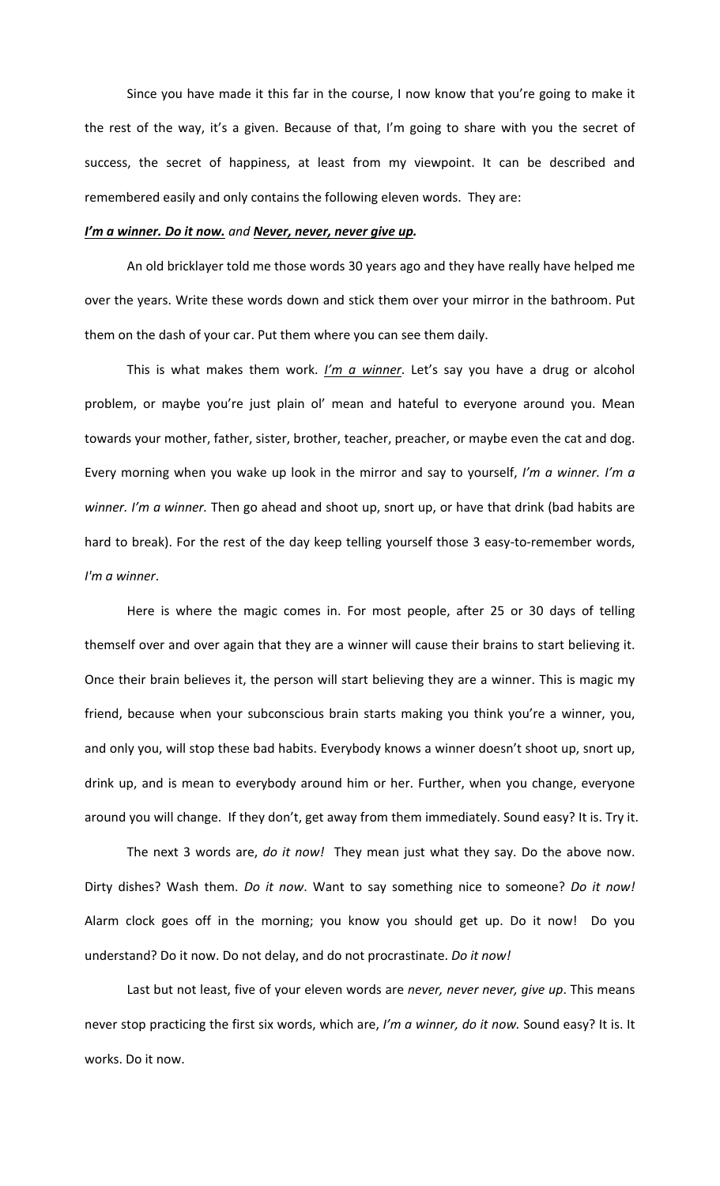Since you have made it this far in the course, I now know that you're going to make it the rest of the way, it's a given. Because of that, I'm going to share with you the secret of success, the secret of happiness, at least from my viewpoint. It can be described and remembered easily and only contains the following eleven words. They are:

***I'm a winner. Do it now.*** *and* ***Never, never, never give up.***

An old bricklayer told me those words 30 years ago and they have really have helped me over the years. Write these words down and stick them over your mirror in the bathroom. Put them on the dash of your car. Put them where you can see them daily.

This is what makes them work. *I'm a winner*. Let's say you have a drug or alcohol problem, or maybe you're just plain ol' mean and hateful to everyone around you. Mean towards your mother, father, sister, brother, teacher, preacher, or maybe even the cat and dog. Every morning when you wake up look in the mirror and say to yourself, *I'm a winner. I'm a winner. I'm a winner.* Then go ahead and shoot up, snort up, or have that drink (bad habits are hard to break). For the rest of the day keep telling yourself those 3 easy-to-remember words, *I'm a winner*.

Here is where the magic comes in. For most people, after 25 or 30 days of telling themself over and over again that they are a winner will cause their brains to start believing it. Once their brain believes it, the person will start believing they are a winner. This is magic my friend, because when your subconscious brain starts making you think you're a winner, you, and only you, will stop these bad habits. Everybody knows a winner doesn't shoot up, snort up, drink up, and is mean to everybody around him or her. Further, when you change, everyone around you will change. If they don't, get away from them immediately. Sound easy? It is. Try it.

The next 3 words are, *do it now!* They mean just what they say. Do the above now. Dirty dishes? Wash them. *Do it now*. Want to say something nice to someone? *Do it now!* Alarm clock goes off in the morning; you know you should get up. Do it now! Do you understand? Do it now. Do not delay, and do not procrastinate. *Do it now!*

Last but not least, five of your eleven words are *never, never never, give up*. This means never stop practicing the first six words, which are, *I'm a winner, do it now.* Sound easy? It is. It works. Do it now.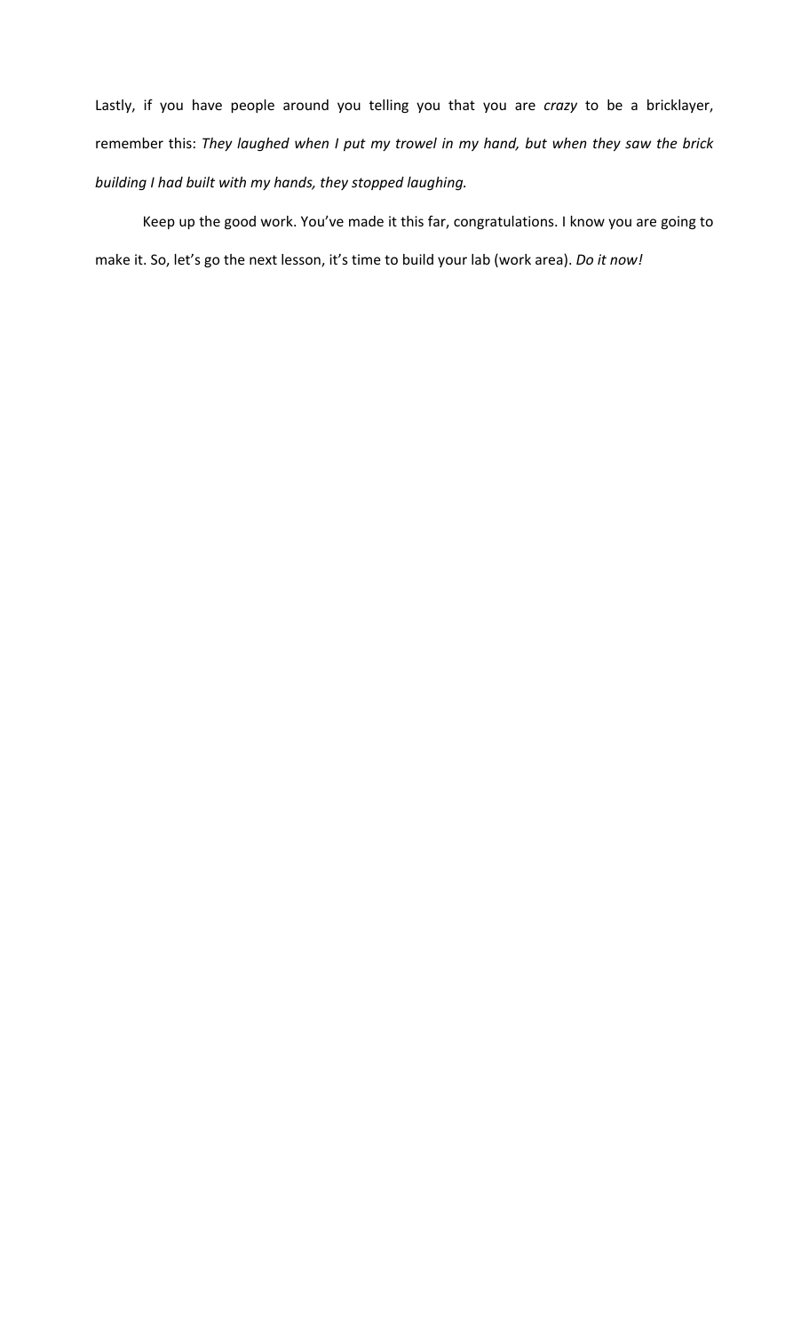Lastly, if you have people around you telling you that you are *crazy* to be a bricklayer, remember this: *They laughed when I put my trowel in my hand, but when they saw the brick building I had built with my hands, they stopped laughing.*

Keep up the good work. You've made it this far, congratulations. I know you are going to make it. So, let's go the next lesson, it's time to build your lab (work area). *Do it now!*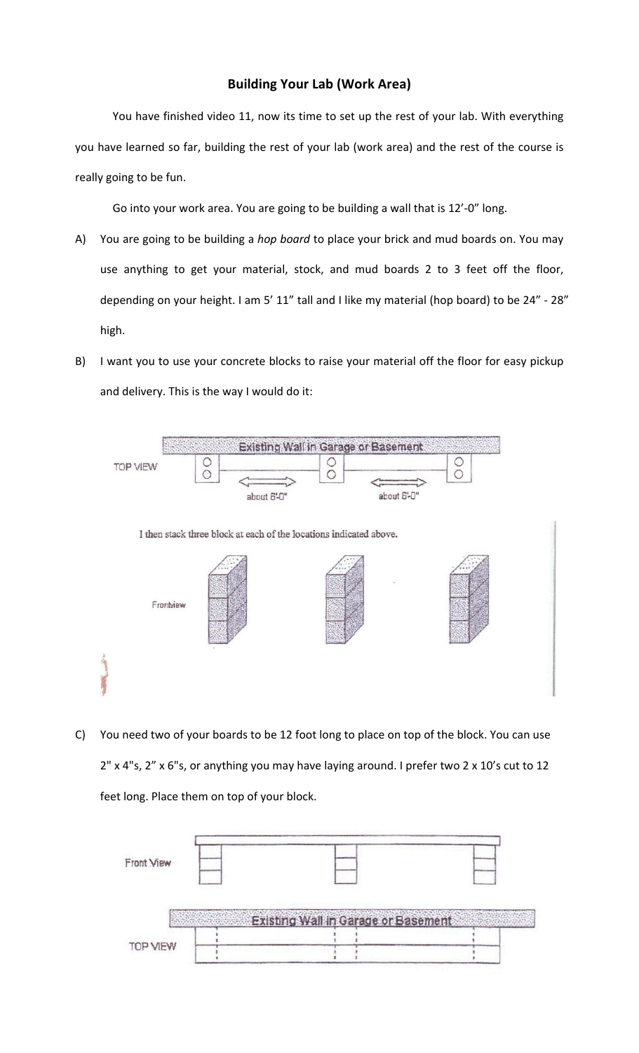### Building Your Lab (Work Area)

You have finished video 11, now its time to set up the rest of your lab. With everything you have learned so far, building the rest of your lab (work area) and the rest of the course is really going to be fun.

Go into your work area. You are going to be building a wall that is 12'-0" long.

A) You are going to be building a *hop board* to place your brick and mud boards on. You may use anything to get your material, stock, and mud boards 2 to 3 feet off the floor, depending on your height. I am 5' 11" tall and I like my material (hop board) to be 24" - 28" high.

B) I want you to use your concrete blocks to raise your material off the floor for easy pickup and delivery. This is the way I would do it:

TOP VIEW

Existing Wall in Garage or Basement

about 6'-0"   about 6'-0"

I then stack three block at each of the locations indicated above.

Frontview

C) You need two of your boards to be 12 foot long to place on top of the block. You can use 2" x 4"s, 2" x 6"s, or anything you may have laying around. I prefer two 2 x 10's cut to 12 feet long. Place them on top of your block.

Front View

Existing Wall in Garage or Basement

TOP VIEW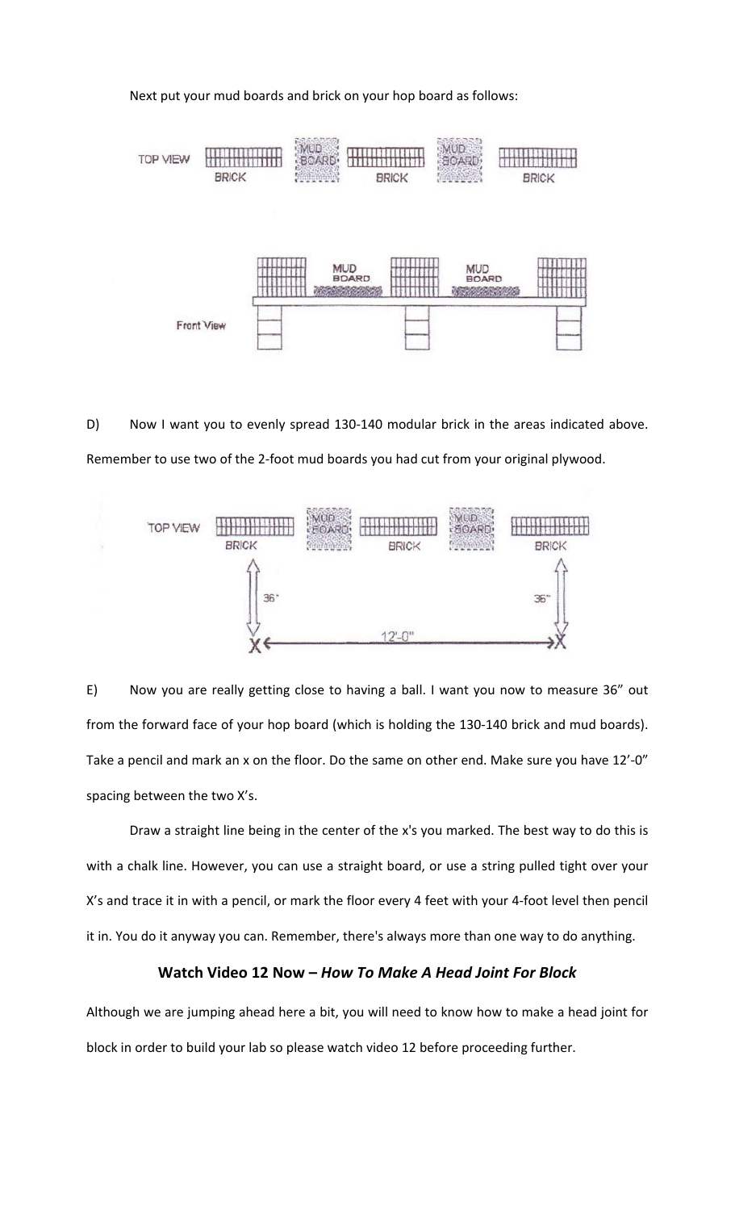Next put your mud boards and brick on your hop board as follows:

D) Now I want you to evenly spread 130-140 modular brick in the areas indicated above. Remember to use two of the 2-foot mud boards you had cut from your original plywood.

E) Now you are really getting close to having a ball. I want you now to measure 36" out from the forward face of your hop board (which is holding the 130-140 brick and mud boards). Take a pencil and mark an x on the floor. Do the same on other end. Make sure you have 12'-0" spacing between the two X's.

Draw a straight line being in the center of the x's you marked. The best way to do this is with a chalk line. However, you can use a straight board, or use a string pulled tight over your X's and trace it in with a pencil, or mark the floor every 4 feet with your 4-foot level then pencil it in. You do it anyway you can. Remember, there's always more than one way to do anything.

### Watch Video 12 Now – *How To Make A Head Joint For Block*

Although we are jumping ahead here a bit, you will need to know how to make a head joint for block in order to build your lab so please watch video 12 before proceeding further.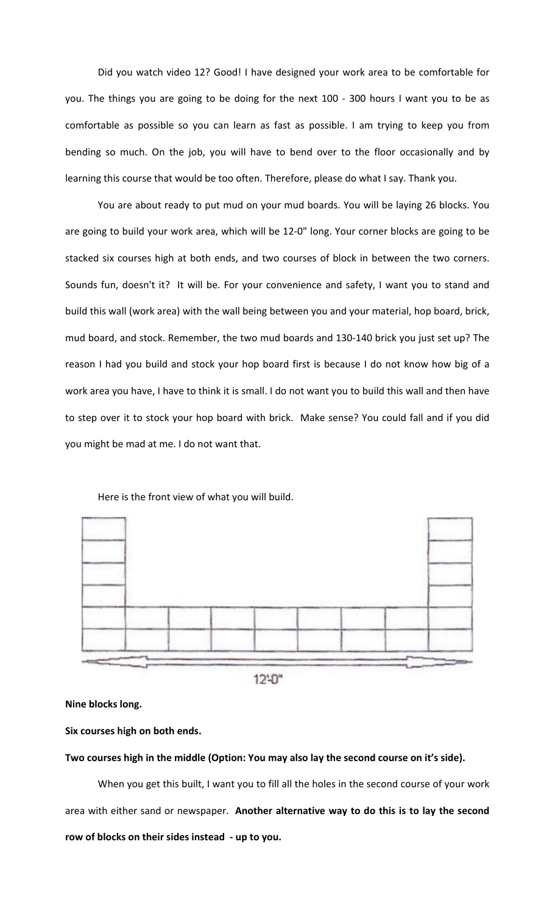Did you watch video 12? Good! I have designed your work area to be comfortable for you. The things you are going to be doing for the next 100 - 300 hours I want you to be as comfortable as possible so you can learn as fast as possible. I am trying to keep you from bending so much. On the job, you will have to bend over to the floor occasionally and by learning this course that would be too often. Therefore, please do what I say. Thank you.

You are about ready to put mud on your mud boards. You will be laying 26 blocks. You are going to build your work area, which will be 12-0" long. Your corner blocks are going to be stacked six courses high at both ends, and two courses of block in between the two corners. Sounds fun, doesn't it? It will be. For your convenience and safety, I want you to stand and build this wall (work area) with the wall being between you and your material, hop board, brick, mud board, and stock. Remember, the two mud boards and 130-140 brick you just set up? The reason I had you build and stock your hop board first is because I do not know how big of a work area you have, I have to think it is small. I do not want you to build this wall and then have to step over it to stock your hop board with brick. Make sense? You could fall and if you did you might be mad at me. I do not want that.

Here is the front view of what you will build.

12'-0"

**Nine blocks long.**

**Six courses high on both ends.**

**Two courses high in the middle (Option: You may also lay the second course on it's side).**

When you get this built, I want you to fill all the holes in the second course of your work area with either sand or newspaper. **Another alternative way to do this is to lay the second row of blocks on their sides instead - up to you.**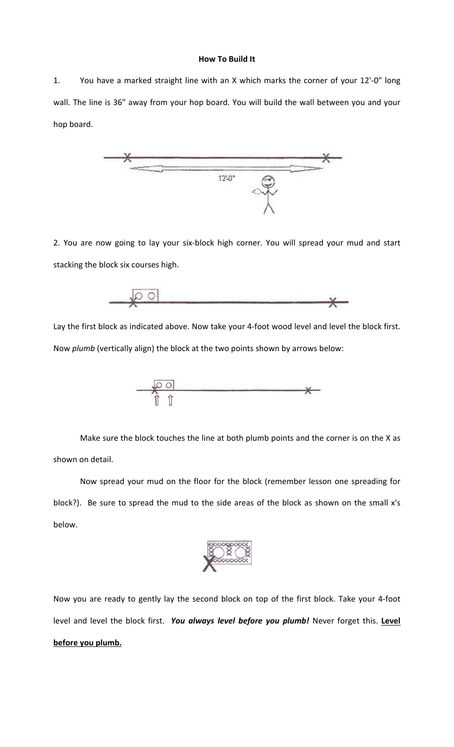**How To Build It**

1. You have a marked straight line with an X which marks the corner of your 12'-0" long wall. The line is 36" away from your hop board. You will build the wall between you and your hop board.

2. You are now going to lay your six-block high corner. You will spread your mud and start stacking the block six courses high.

Lay the first block as indicated above. Now take your 4-foot wood level and level the block first. Now *plumb* (vertically align) the block at the two points shown by arrows below:

Make sure the block touches the line at both plumb points and the corner is on the X as shown on detail.

Now spread your mud on the floor for the block (remember lesson one spreading for block?). Be sure to spread the mud to the side areas of the block as shown on the small x's below.

Now you are ready to gently lay the second block on top of the first block. Take your 4-foot level and level the block first. ***You always level before you plumb!*** Never forget this. **Level before you plumb.**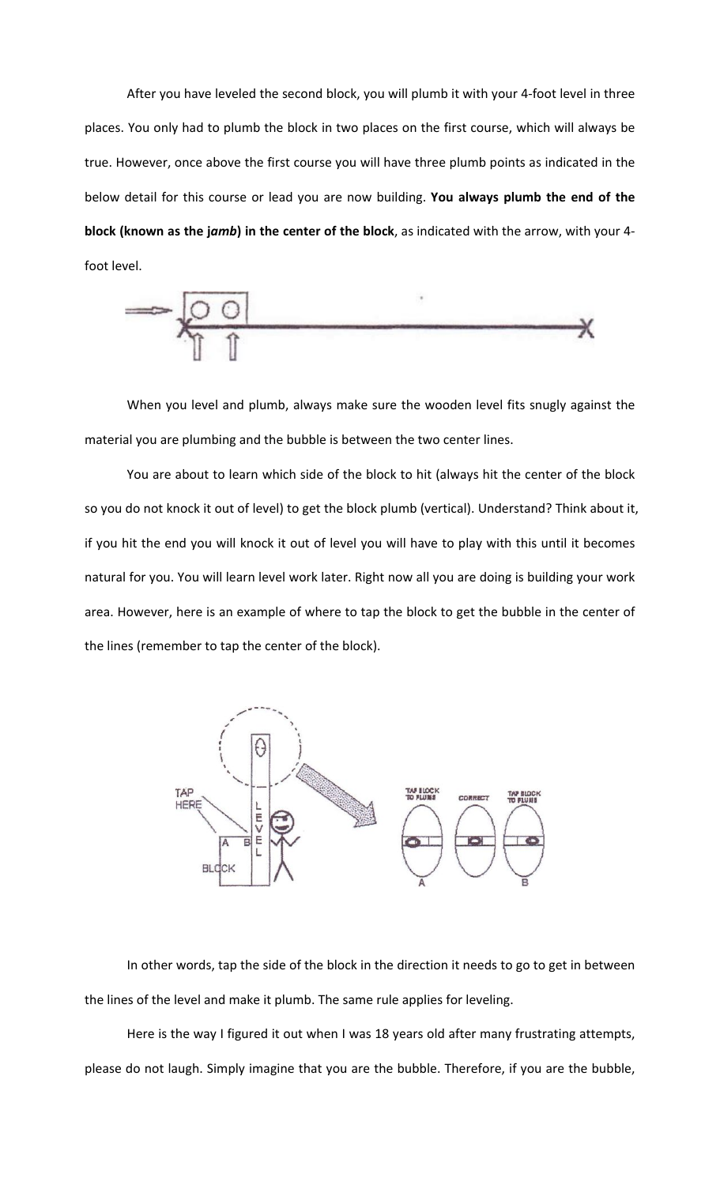After you have leveled the second block, you will plumb it with your 4-foot level in three places. You only had to plumb the block in two places on the first course, which will always be true. However, once above the first course you will have three plumb points as indicated in the below detail for this course or lead you are now building. **You always plumb the end of the block (known as the j*amb*) in the center of the block**, as indicated with the arrow, with your 4-foot level.

When you level and plumb, always make sure the wooden level fits snugly against the material you are plumbing and the bubble is between the two center lines.

You are about to learn which side of the block to hit (always hit the center of the block so you do not knock it out of level) to get the block plumb (vertical). Understand? Think about it, if you hit the end you will knock it out of level you will have to play with this until it becomes natural for you. You will learn level work later. Right now all you are doing is building your work area. However, here is an example of where to tap the block to get the bubble in the center of the lines (remember to tap the center of the block).

In other words, tap the side of the block in the direction it needs to go to get in between the lines of the level and make it plumb. The same rule applies for leveling.

Here is the way I figured it out when I was 18 years old after many frustrating attempts, please do not laugh. Simply imagine that you are the bubble. Therefore, if you are the bubble,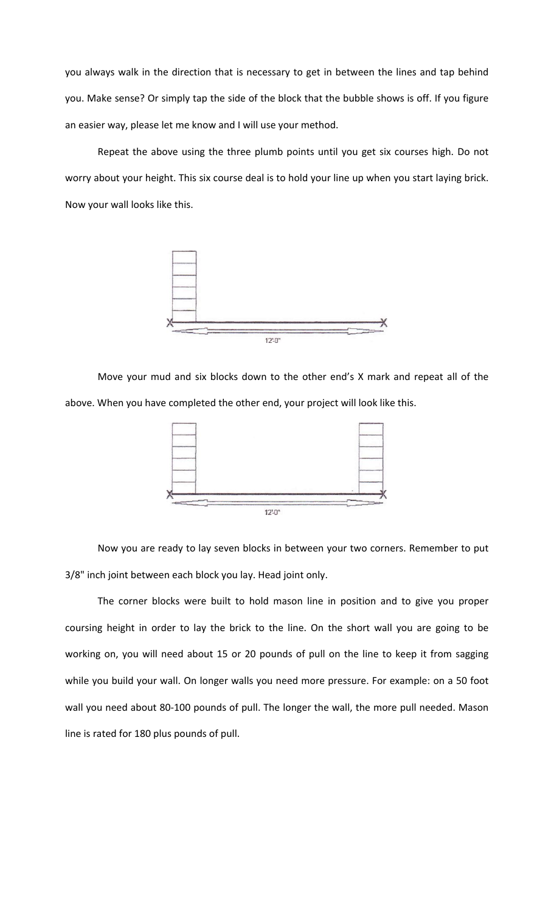you always walk in the direction that is necessary to get in between the lines and tap behind you. Make sense? Or simply tap the side of the block that the bubble shows is off. If you figure an easier way, please let me know and I will use your method.

Repeat the above using the three plumb points until you get six courses high. Do not worry about your height. This six course deal is to hold your line up when you start laying brick. Now your wall looks like this.

Move your mud and six blocks down to the other end's X mark and repeat all of the above. When you have completed the other end, your project will look like this.

Now you are ready to lay seven blocks in between your two corners. Remember to put 3/8" inch joint between each block you lay. Head joint only.

The corner blocks were built to hold mason line in position and to give you proper coursing height in order to lay the brick to the line. On the short wall you are going to be working on, you will need about 15 or 20 pounds of pull on the line to keep it from sagging while you build your wall. On longer walls you need more pressure. For example: on a 50 foot wall you need about 80-100 pounds of pull. The longer the wall, the more pull needed. Mason line is rated for 180 plus pounds of pull.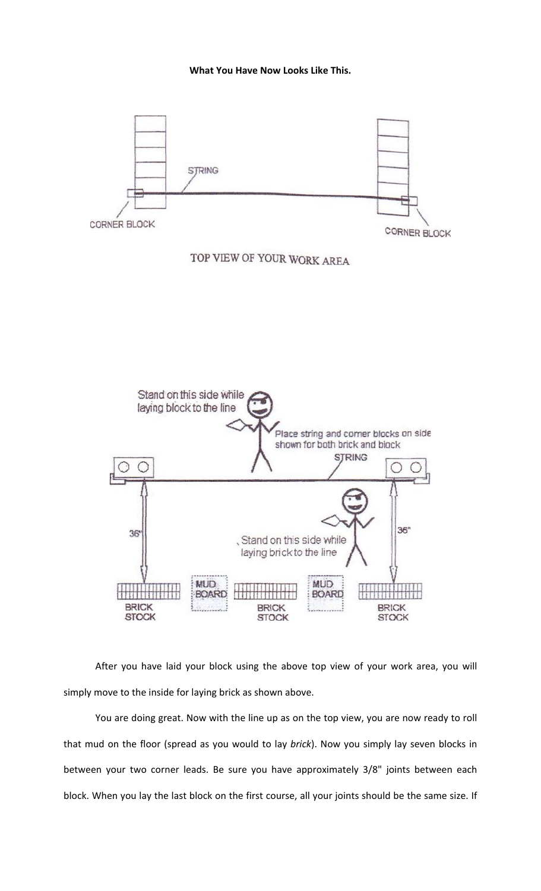**What You Have Now Looks Like This.**

STRING

CORNER BLOCK

CORNER BLOCK

TOP VIEW OF YOUR WORK AREA

Stand on this side while laying block to the line

Place string and corner blocks on side shown for both brick and block

STRING

36"

36"

Stand on this side while laying brick to the line

BRICK STOCK

MUD BOARD

BRICK STOCK

MUD BOARD

BRICK STOCK

After you have laid your block using the above top view of your work area, you will simply move to the inside for laying brick as shown above.

You are doing great. Now with the line up as on the top view, you are now ready to roll that mud on the floor (spread as you would to lay *brick*). Now you simply lay seven blocks in between your two corner leads. Be sure you have approximately 3/8" joints between each block. When you lay the last block on the first course, all your joints should be the same size. If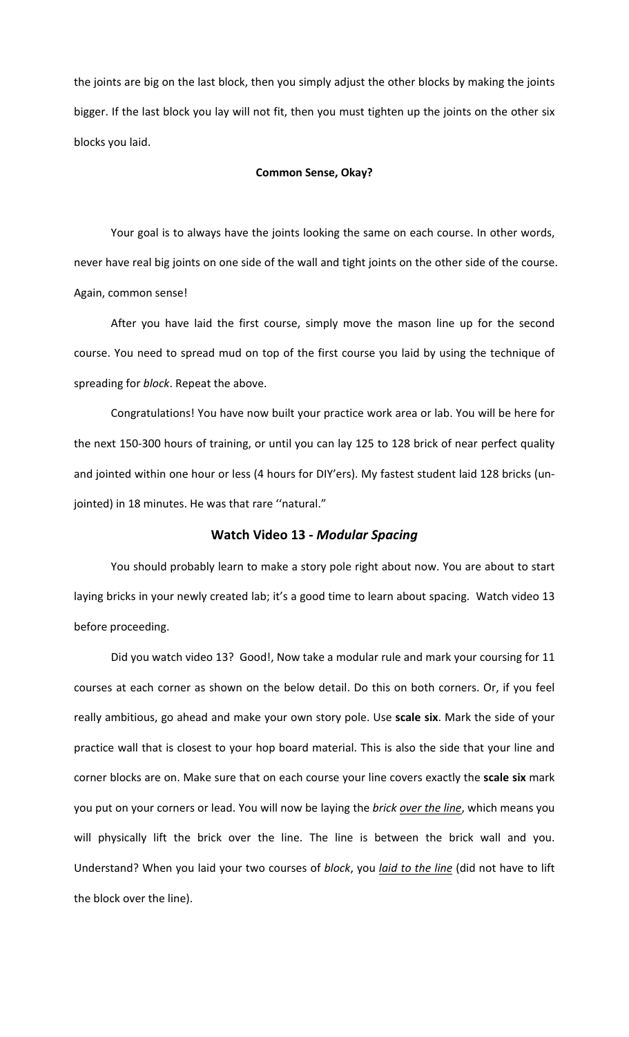the joints are big on the last block, then you simply adjust the other blocks by making the joints bigger. If the last block you lay will not fit, then you must tighten up the joints on the other six blocks you laid.

**Common Sense, Okay?**

Your goal is to always have the joints looking the same on each course. In other words, never have real big joints on one side of the wall and tight joints on the other side of the course. Again, common sense!

After you have laid the first course, simply move the mason line up for the second course. You need to spread mud on top of the first course you laid by using the technique of spreading for *block*. Repeat the above.

Congratulations! You have now built your practice work area or lab. You will be here for the next 150-300 hours of training, or until you can lay 125 to 128 brick of near perfect quality and jointed within one hour or less (4 hours for DIY'ers). My fastest student laid 128 bricks (un-jointed) in 18 minutes. He was that rare ''natural."

## Watch Video 13 - *Modular Spacing*

You should probably learn to make a story pole right about now. You are about to start laying bricks in your newly created lab; it's a good time to learn about spacing. Watch video 13 before proceeding.

Did you watch video 13? Good!, Now take a modular rule and mark your coursing for 11 courses at each corner as shown on the below detail. Do this on both corners. Or, if you feel really ambitious, go ahead and make your own story pole. Use **scale six**. Mark the side of your practice wall that is closest to your hop board material. This is also the side that your line and corner blocks are on. Make sure that on each course your line covers exactly the **scale six** mark you put on your corners or lead. You will now be laying the *brick over the line*, which means you will physically lift the brick over the line. The line is between the brick wall and you. Understand? When you laid your two courses of *block*, you *laid to the line* (did not have to lift the block over the line).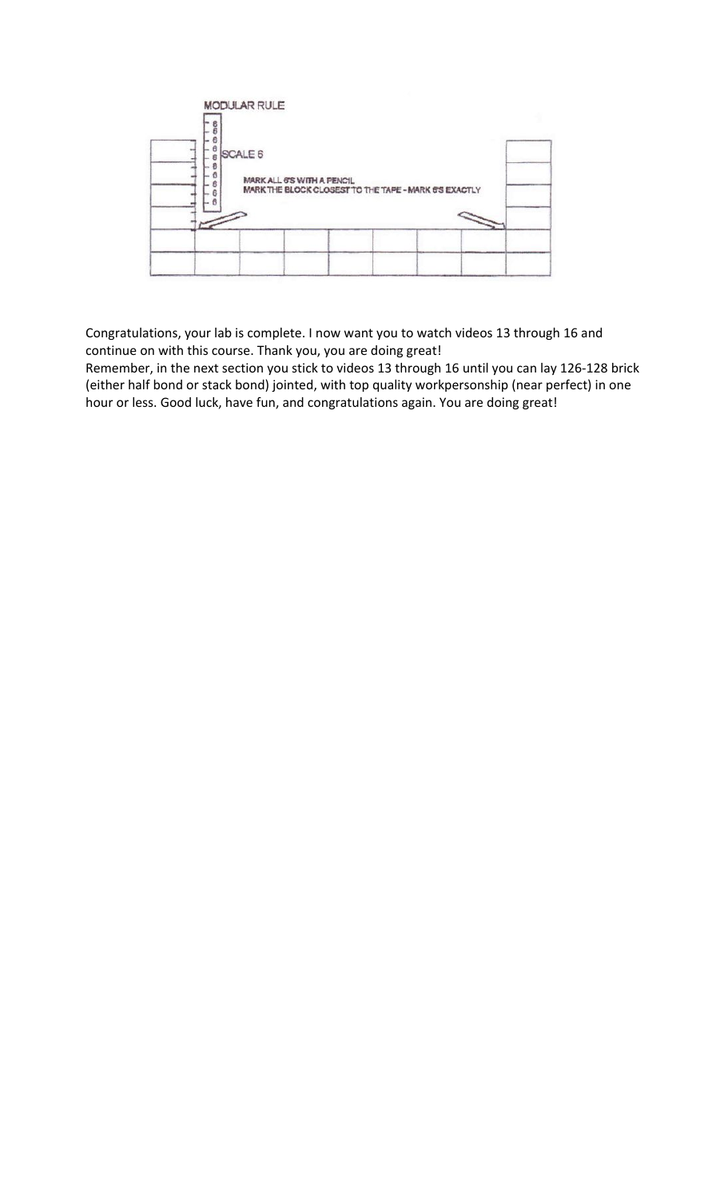MODULAR RULE

SCALE 6

MARK ALL 6'S WITH A PENCIL
MARK THE BLOCK CLOSEST TO THE TAPE - MARK 6'S EXACTLY

Congratulations, your lab is complete. I now want you to watch videos 13 through 16 and continue on with this course. Thank you, you are doing great!
Remember, in the next section you stick to videos 13 through 16 until you can lay 126-128 brick (either half bond or stack bond) jointed, with top quality workpersonship (near perfect) in one hour or less. Good luck, have fun, and congratulations again. You are doing great!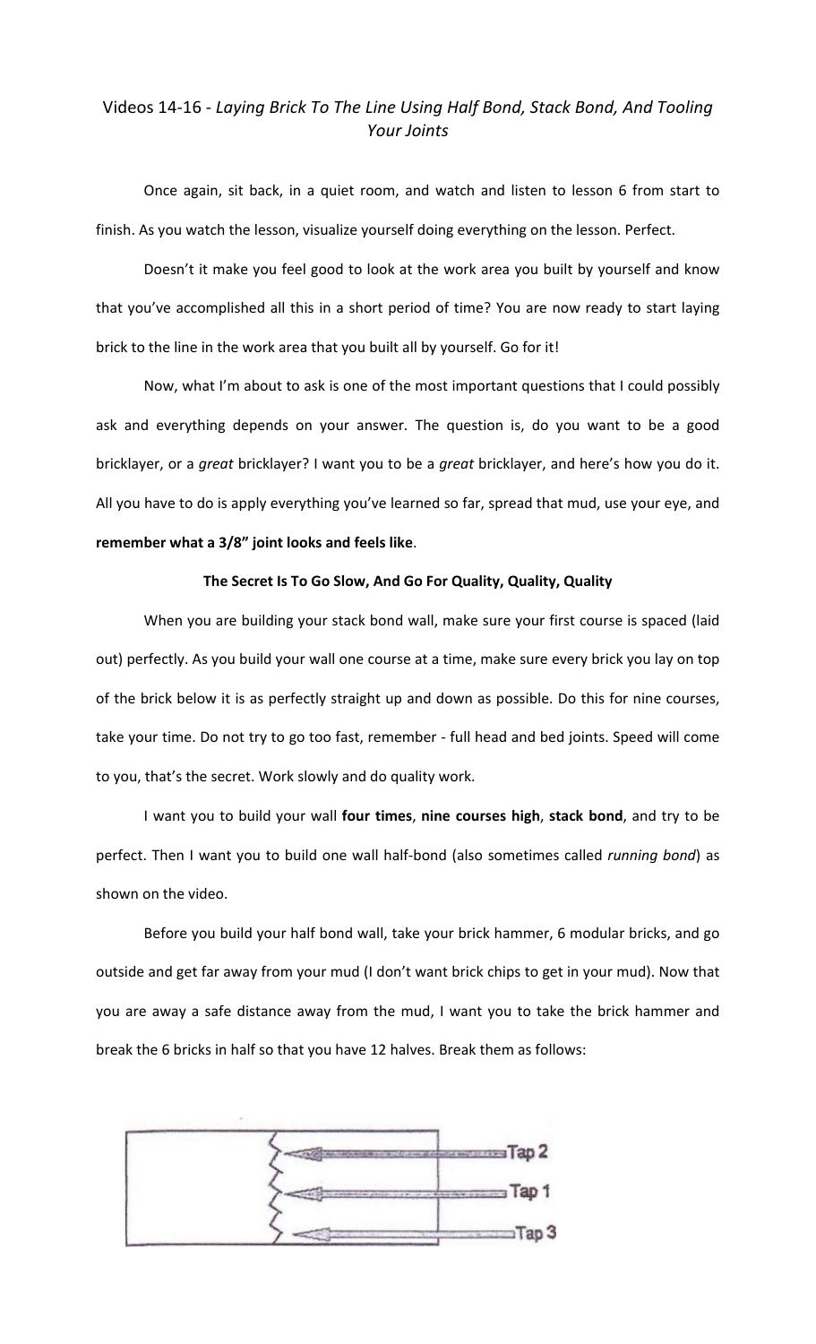## Videos 14-16 - *Laying Brick To The Line Using Half Bond, Stack Bond, And Tooling Your Joints*

Once again, sit back, in a quiet room, and watch and listen to lesson 6 from start to finish. As you watch the lesson, visualize yourself doing everything on the lesson. Perfect.

Doesn't it make you feel good to look at the work area you built by yourself and know that you've accomplished all this in a short period of time? You are now ready to start laying brick to the line in the work area that you built all by yourself. Go for it!

Now, what I'm about to ask is one of the most important questions that I could possibly ask and everything depends on your answer. The question is, do you want to be a good bricklayer, or a *great* bricklayer? I want you to be a *great* bricklayer, and here's how you do it. All you have to do is apply everything you've learned so far, spread that mud, use your eye, and **remember what a 3/8" joint looks and feels like**.

**The Secret Is To Go Slow, And Go For Quality, Quality, Quality**

When you are building your stack bond wall, make sure your first course is spaced (laid out) perfectly. As you build your wall one course at a time, make sure every brick you lay on top of the brick below it is as perfectly straight up and down as possible. Do this for nine courses, take your time. Do not try to go too fast, remember - full head and bed joints. Speed will come to you, that's the secret. Work slowly and do quality work.

I want you to build your wall **four times**, **nine courses high**, **stack bond**, and try to be perfect. Then I want you to build one wall half-bond (also sometimes called *running bond*) as shown on the video.

Before you build your half bond wall, take your brick hammer, 6 modular bricks, and go outside and get far away from your mud (I don't want brick chips to get in your mud). Now that you are away a safe distance away from the mud, I want you to take the brick hammer and break the 6 bricks in half so that you have 12 halves. Break them as follows:

Tap 2

Tap 1

Tap 3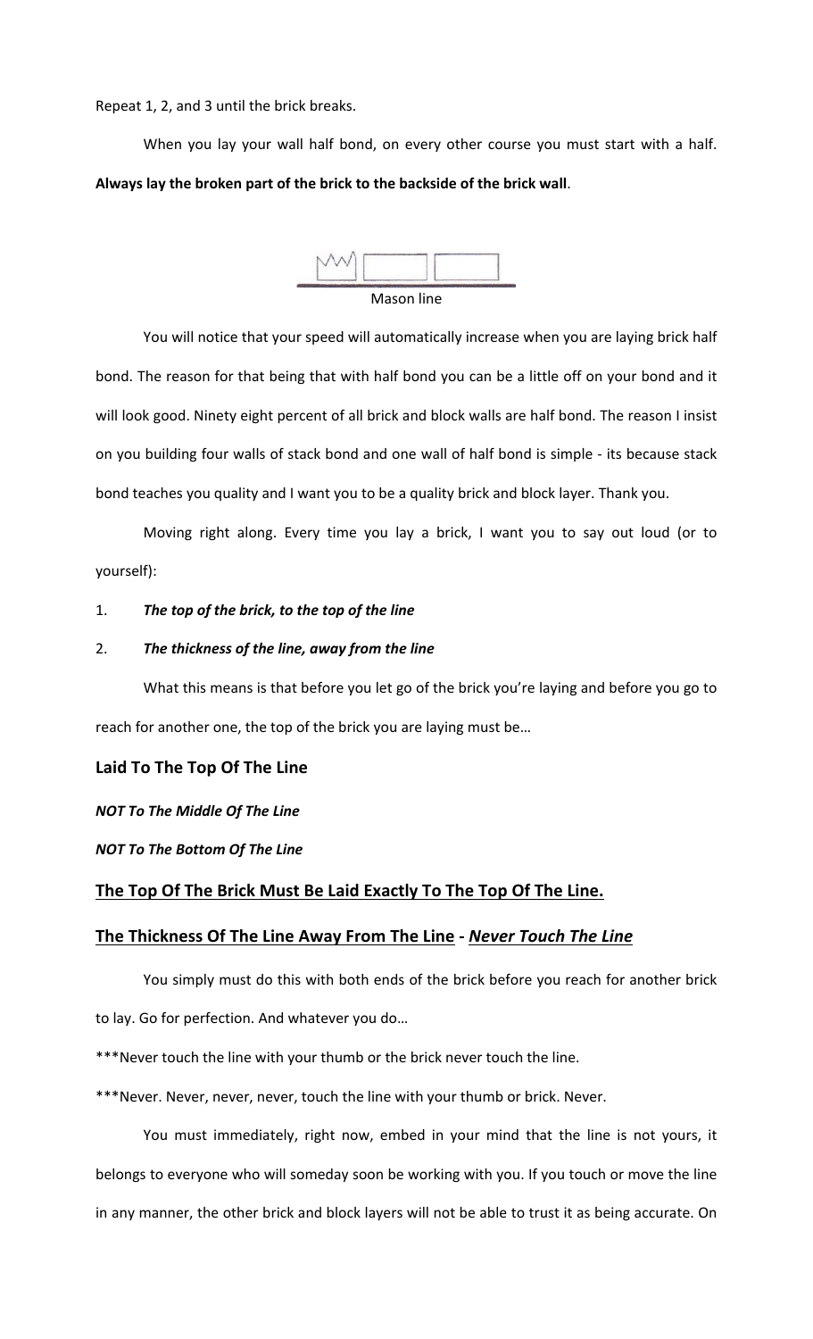Repeat 1, 2, and 3 until the brick breaks.

When you lay your wall half bond, on every other course you must start with a half. **Always lay the broken part of the brick to the backside of the brick wall**.

Mason line

You will notice that your speed will automatically increase when you are laying brick half bond. The reason for that being that with half bond you can be a little off on your bond and it will look good. Ninety eight percent of all brick and block walls are half bond. The reason I insist on you building four walls of stack bond and one wall of half bond is simple - its because stack bond teaches you quality and I want you to be a quality brick and block layer. Thank you.

Moving right along. Every time you lay a brick, I want you to say out loud (or to yourself):

1. ***The top of the brick, to the top of the line***
2. ***The thickness of the line, away from the line***

What this means is that before you let go of the brick you're laying and before you go to reach for another one, the top of the brick you are laying must be…

**Laid To The Top Of The Line**

***NOT To The Middle Of The Line***

***NOT To The Bottom Of The Line***

<u>**The Top Of The Brick Must Be Laid Exactly To The Top Of The Line.**</u>

<u>**The Thickness Of The Line Away From The Line - *Never Touch The Line***</u>

You simply must do this with both ends of the brick before you reach for another brick to lay. Go for perfection. And whatever you do…

***Never touch the line with your thumb or the brick never touch the line.

***Never. Never, never, never, touch the line with your thumb or brick. Never.

You must immediately, right now, embed in your mind that the line is not yours, it belongs to everyone who will someday soon be working with you. If you touch or move the line in any manner, the other brick and block layers will not be able to trust it as being accurate. On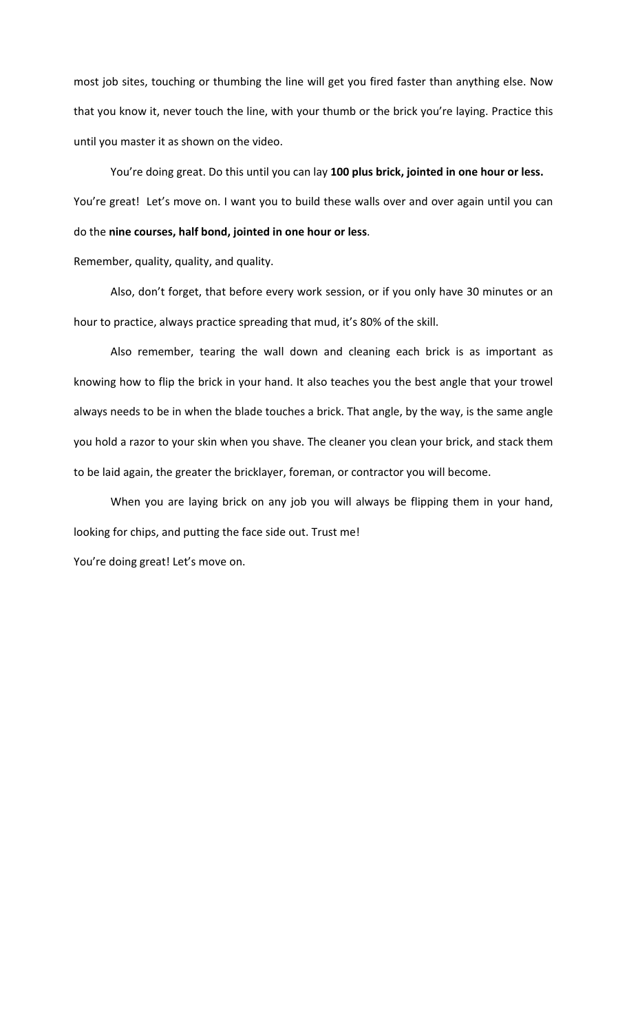most job sites, touching or thumbing the line will get you fired faster than anything else. Now that you know it, never touch the line, with your thumb or the brick you're laying. Practice this until you master it as shown on the video.

You're doing great. Do this until you can lay **100 plus brick, jointed in one hour or less.** You're great! Let's move on. I want you to build these walls over and over again until you can do the **nine courses, half bond, jointed in one hour or less**.

Remember, quality, quality, and quality.

Also, don't forget, that before every work session, or if you only have 30 minutes or an hour to practice, always practice spreading that mud, it's 80% of the skill.

Also remember, tearing the wall down and cleaning each brick is as important as knowing how to flip the brick in your hand. It also teaches you the best angle that your trowel always needs to be in when the blade touches a brick. That angle, by the way, is the same angle you hold a razor to your skin when you shave. The cleaner you clean your brick, and stack them to be laid again, the greater the bricklayer, foreman, or contractor you will become.

When you are laying brick on any job you will always be flipping them in your hand, looking for chips, and putting the face side out. Trust me!

You're doing great! Let's move on.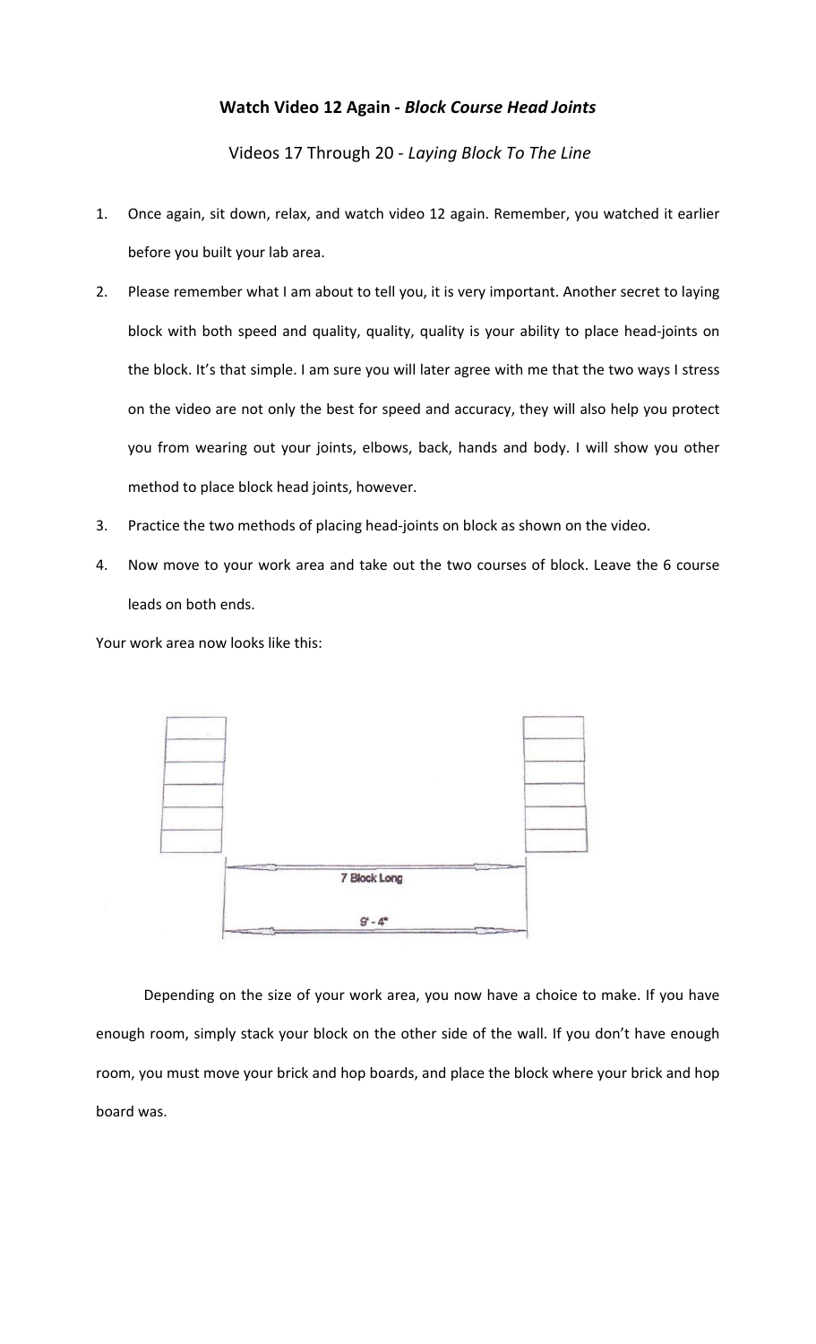**Watch Video 12 Again - *Block Course Head Joints***

Videos 17 Through 20 - *Laying Block To The Line*

1. Once again, sit down, relax, and watch video 12 again. Remember, you watched it earlier before you built your lab area.
2. Please remember what I am about to tell you, it is very important. Another secret to laying block with both speed and quality, quality, quality is your ability to place head-joints on the block. It's that simple. I am sure you will later agree with me that the two ways I stress on the video are not only the best for speed and accuracy, they will also help you protect you from wearing out your joints, elbows, back, hands and body. I will show you other method to place block head joints, however.
3. Practice the two methods of placing head-joints on block as shown on the video.
4. Now move to your work area and take out the two courses of block. Leave the 6 course leads on both ends.

Your work area now looks like this:

7 Block Long

9' - 4"

Depending on the size of your work area, you now have a choice to make. If you have enough room, simply stack your block on the other side of the wall. If you don't have enough room, you must move your brick and hop boards, and place the block where your brick and hop board was.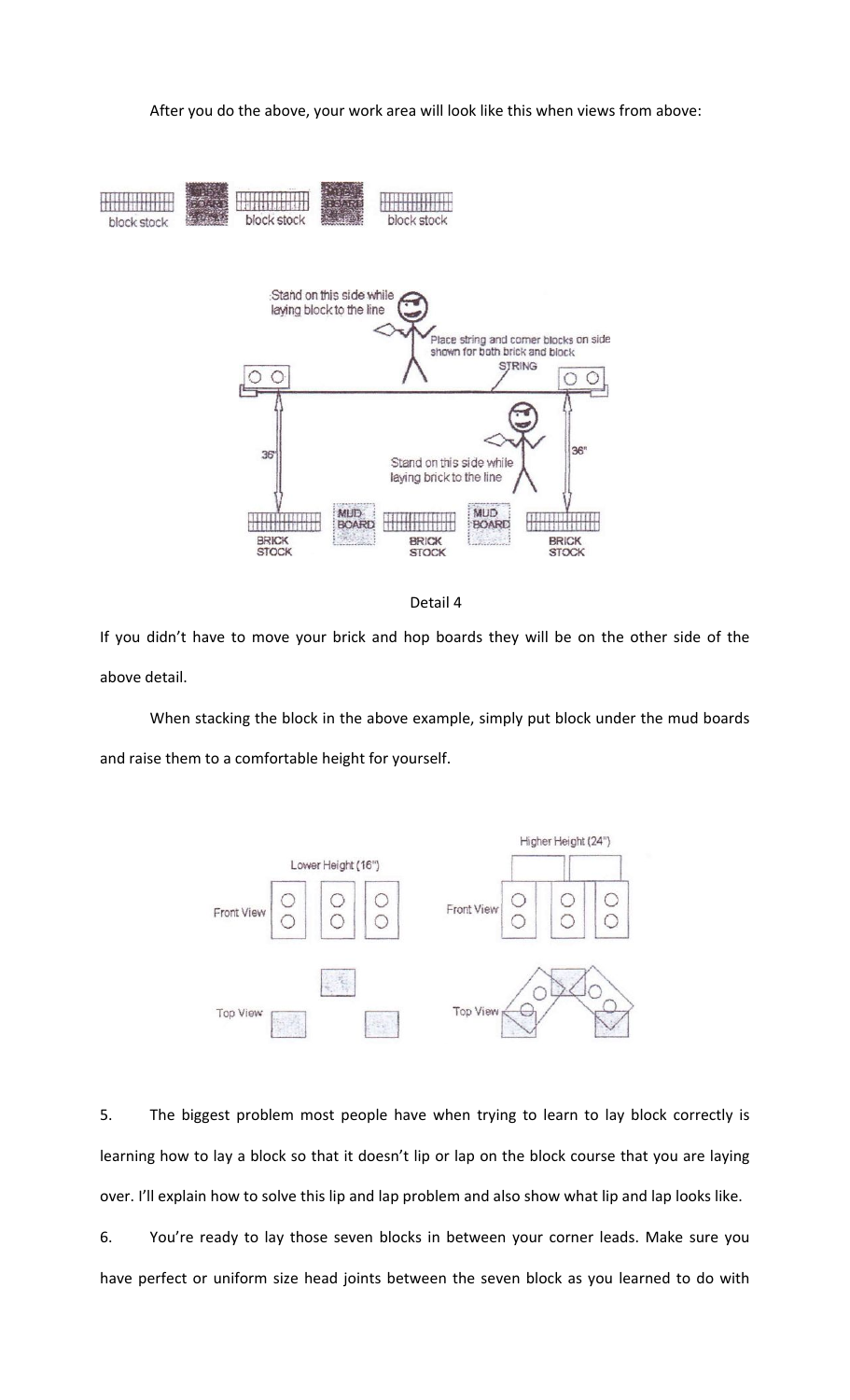After you do the above, your work area will look like this when views from above:

Detail 4

If you didn't have to move your brick and hop boards they will be on the other side of the above detail.

When stacking the block in the above example, simply put block under the mud boards and raise them to a comfortable height for yourself.

5. The biggest problem most people have when trying to learn to lay block correctly is learning how to lay a block so that it doesn't lip or lap on the block course that you are laying over. I'll explain how to solve this lip and lap problem and also show what lip and lap looks like.

6. You're ready to lay those seven blocks in between your corner leads. Make sure you have perfect or uniform size head joints between the seven block as you learned to do with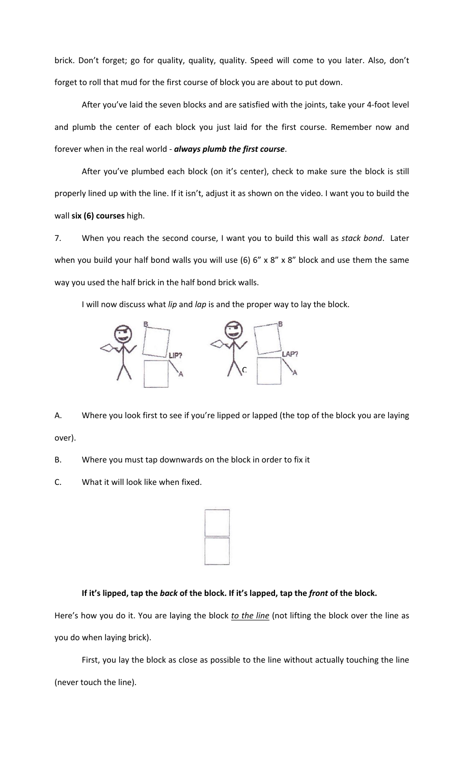brick. Don't forget; go for quality, quality, quality. Speed will come to you later. Also, don't forget to roll that mud for the first course of block you are about to put down.

After you've laid the seven blocks and are satisfied with the joints, take your 4-foot level and plumb the center of each block you just laid for the first course. Remember now and forever when in the real world - ***always plumb the first course***.

After you've plumbed each block (on it's center), check to make sure the block is still properly lined up with the line. If it isn't, adjust it as shown on the video. I want you to build the wall **six (6) courses** high.

7. When you reach the second course, I want you to build this wall as *stack bond*. Later when you build your half bond walls you will use (6) 6" x 8" x 8" block and use them the same way you used the half brick in the half bond brick walls.

I will now discuss what *lip* and *lap* is and the proper way to lay the block.

A. Where you look first to see if you're lipped or lapped (the top of the block you are laying over).

B. Where you must tap downwards on the block in order to fix it

C. What it will look like when fixed.

**If it's lipped, tap the *back* of the block. If it's lapped, tap the *front* of the block.**

Here's how you do it. You are laying the block <u>*to the line*</u> (not lifting the block over the line as you do when laying brick).

First, you lay the block as close as possible to the line without actually touching the line (never touch the line).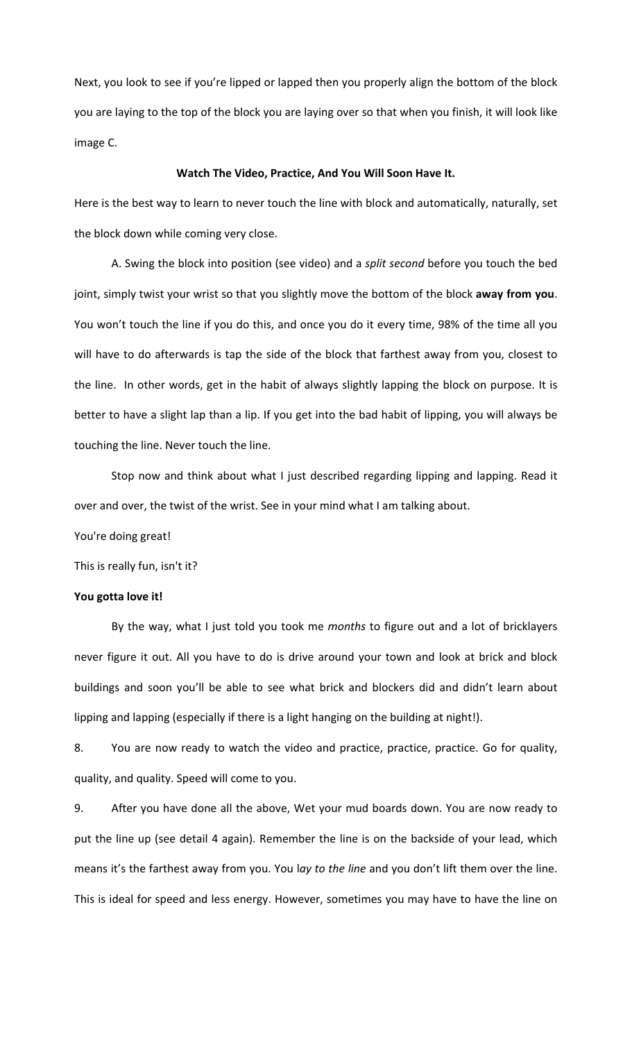Next, you look to see if you're lipped or lapped then you properly align the bottom of the block you are laying to the top of the block you are laying over so that when you finish, it will look like image C.

**Watch The Video, Practice, And You Will Soon Have It.**

Here is the best way to learn to never touch the line with block and automatically, naturally, set the block down while coming very close.

A. Swing the block into position (see video) and a *split second* before you touch the bed joint, simply twist your wrist so that you slightly move the bottom of the block **away from you**. You won't touch the line if you do this, and once you do it every time, 98% of the time all you will have to do afterwards is tap the side of the block that farthest away from you, closest to the line. In other words, get in the habit of always slightly lapping the block on purpose. It is better to have a slight lap than a lip. If you get into the bad habit of lipping, you will always be touching the line. Never touch the line.

Stop now and think about what I just described regarding lipping and lapping. Read it over and over, the twist of the wrist. See in your mind what I am talking about.

You're doing great!

This is really fun, isn't it?

**You gotta love it!**

By the way, what I just told you took me *months* to figure out and a lot of bricklayers never figure it out. All you have to do is drive around your town and look at brick and block buildings and soon you'll be able to see what brick and blockers did and didn't learn about lipping and lapping (especially if there is a light hanging on the building at night!).

8. You are now ready to watch the video and practice, practice, practice. Go for quality, quality, and quality. Speed will come to you.

9. After you have done all the above, Wet your mud boards down. You are now ready to put the line up (see detail 4 again). Remember the line is on the backside of your lead, which means it's the farthest away from you. You l*ay to the line* and you don't lift them over the line. This is ideal for speed and less energy. However, sometimes you may have to have the line on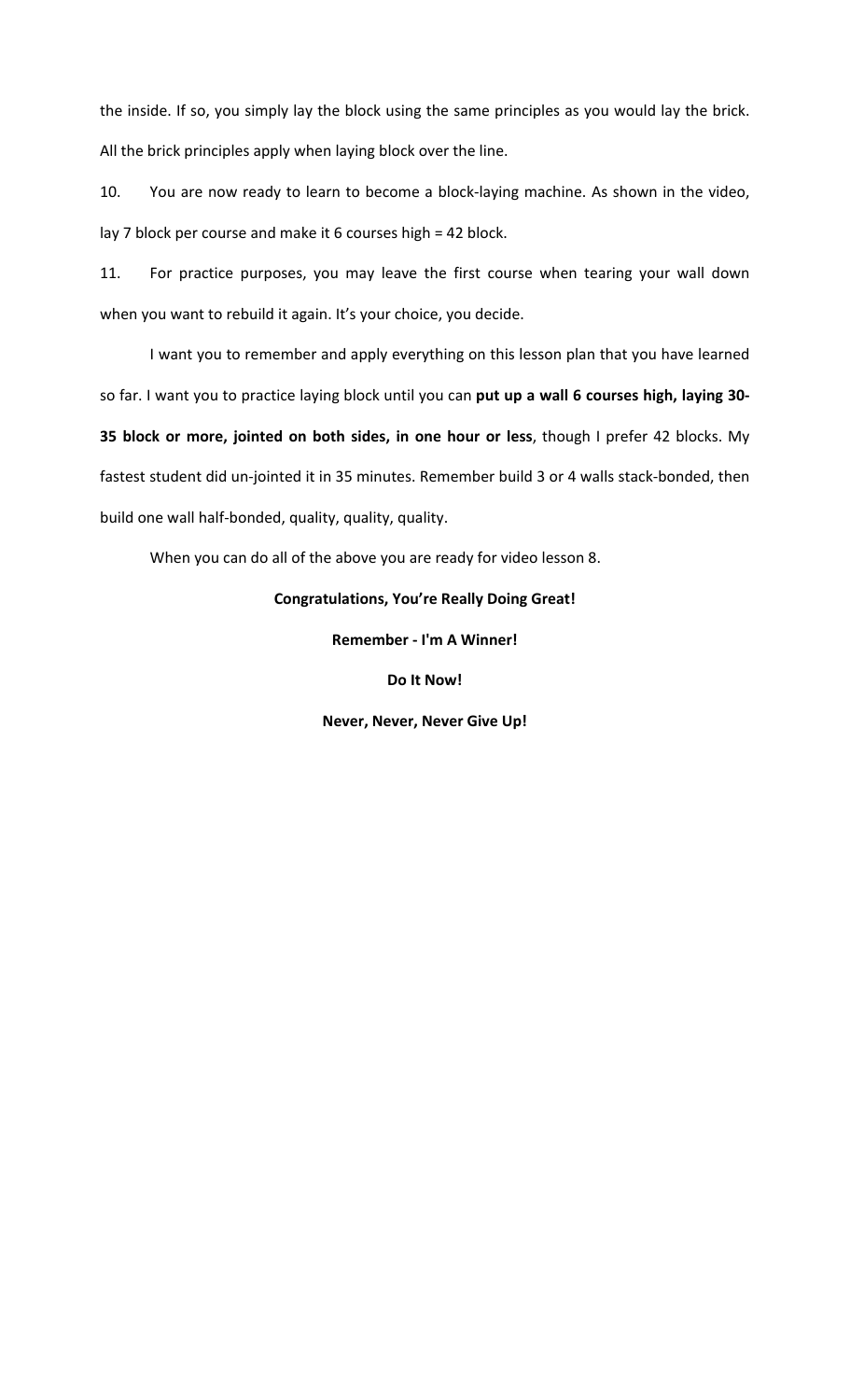the inside. If so, you simply lay the block using the same principles as you would lay the brick. All the brick principles apply when laying block over the line.

10. You are now ready to learn to become a block-laying machine. As shown in the video, lay 7 block per course and make it 6 courses high = 42 block.

11. For practice purposes, you may leave the first course when tearing your wall down when you want to rebuild it again. It's your choice, you decide.

I want you to remember and apply everything on this lesson plan that you have learned so far. I want you to practice laying block until you can **put up a wall 6 courses high, laying 30-35 block or more, jointed on both sides, in one hour or less**, though I prefer 42 blocks. My fastest student did un-jointed it in 35 minutes. Remember build 3 or 4 walls stack-bonded, then build one wall half-bonded, quality, quality, quality.

When you can do all of the above you are ready for video lesson 8.

**Congratulations, You're Really Doing Great!**

**Remember - I'm A Winner!**

**Do It Now!**

**Never, Never, Never Give Up!**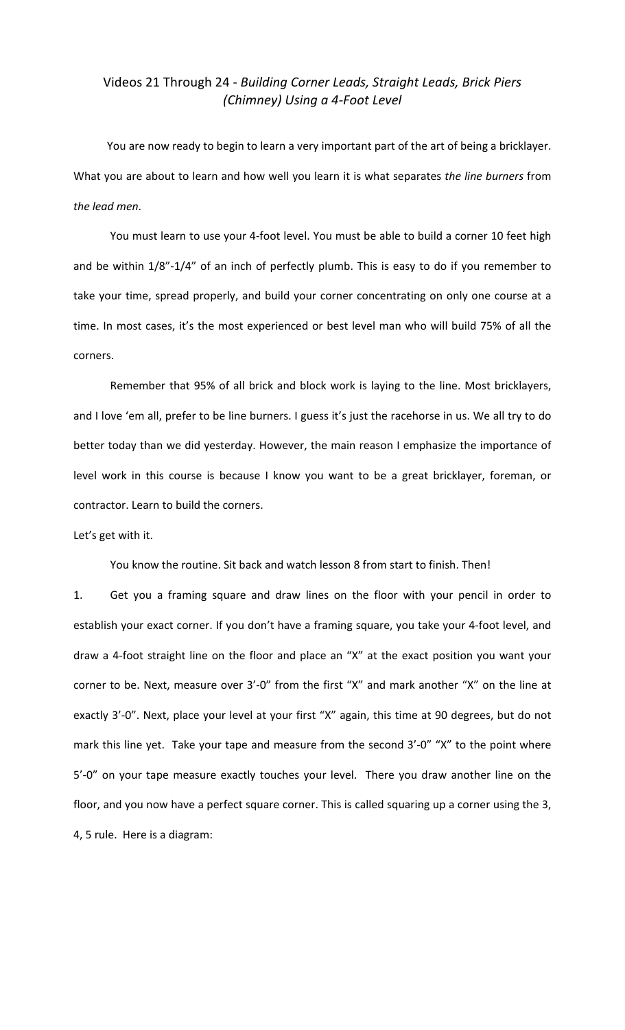## Videos 21 Through 24 - *Building Corner Leads, Straight Leads, Brick Piers (Chimney) Using a 4-Foot Level*

You are now ready to begin to learn a very important part of the art of being a bricklayer. What you are about to learn and how well you learn it is what separates *the line burners* from *the lead men*.

You must learn to use your 4-foot level. You must be able to build a corner 10 feet high and be within 1/8"-1/4" of an inch of perfectly plumb. This is easy to do if you remember to take your time, spread properly, and build your corner concentrating on only one course at a time. In most cases, it's the most experienced or best level man who will build 75% of all the corners.

Remember that 95% of all brick and block work is laying to the line. Most bricklayers, and I love 'em all, prefer to be line burners. I guess it's just the racehorse in us. We all try to do better today than we did yesterday. However, the main reason I emphasize the importance of level work in this course is because I know you want to be a great bricklayer, foreman, or contractor. Learn to build the corners.

Let's get with it.

You know the routine. Sit back and watch lesson 8 from start to finish. Then!

1. Get you a framing square and draw lines on the floor with your pencil in order to establish your exact corner. If you don't have a framing square, you take your 4-foot level, and draw a 4-foot straight line on the floor and place an "X" at the exact position you want your corner to be. Next, measure over 3'-0" from the first "X" and mark another "X" on the line at exactly 3'-0". Next, place your level at your first "X" again, this time at 90 degrees, but do not mark this line yet. Take your tape and measure from the second 3'-0" "X" to the point where 5'-0" on your tape measure exactly touches your level. There you draw another line on the floor, and you now have a perfect square corner. This is called squaring up a corner using the 3, 4, 5 rule. Here is a diagram: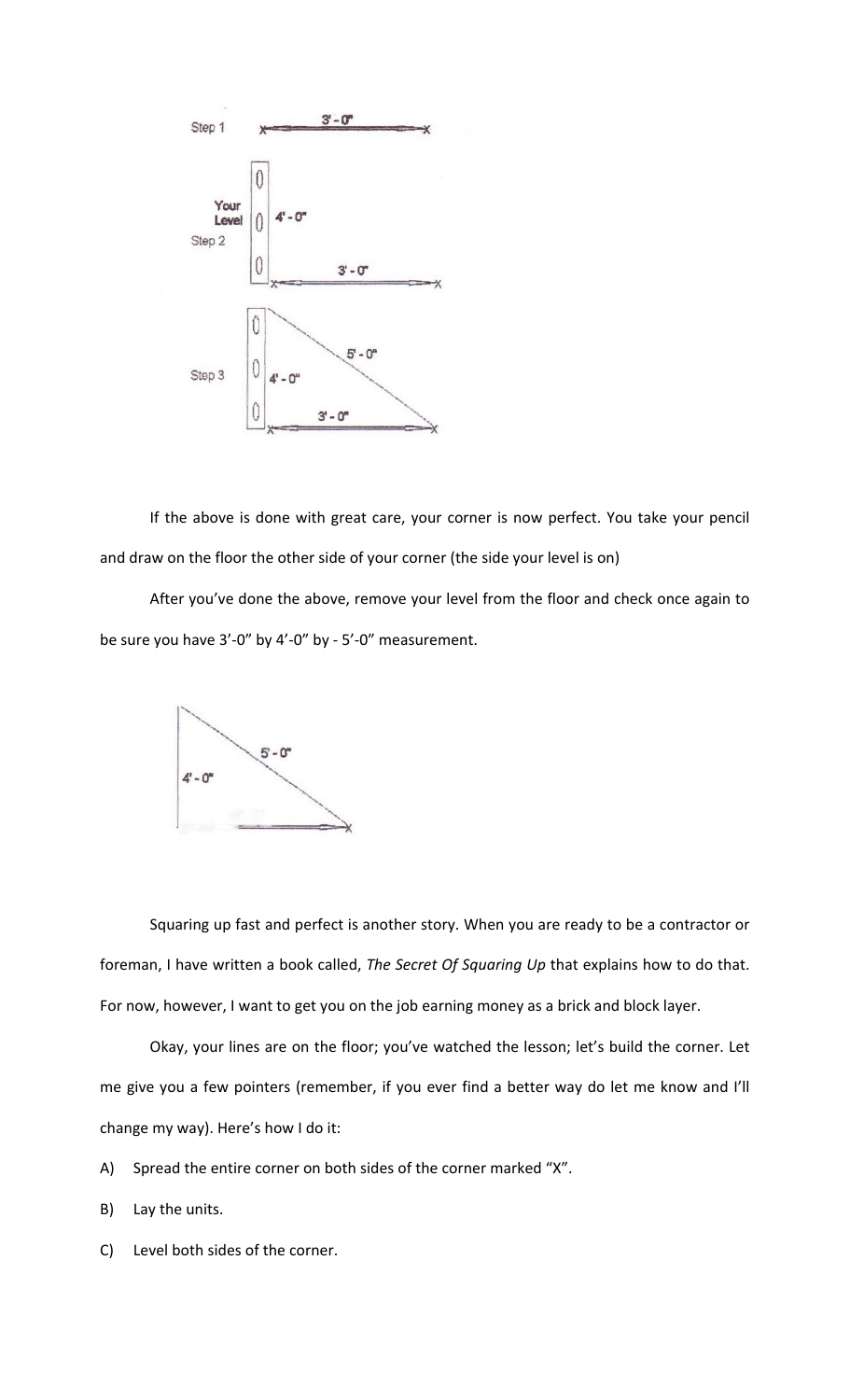If the above is done with great care, your corner is now perfect. You take your pencil and draw on the floor the other side of your corner (the side your level is on)

After you've done the above, remove your level from the floor and check once again to be sure you have 3'-0" by 4'-0" by - 5'-0" measurement.

Squaring up fast and perfect is another story. When you are ready to be a contractor or foreman, I have written a book called, *The Secret Of Squaring Up* that explains how to do that. For now, however, I want to get you on the job earning money as a brick and block layer.

Okay, your lines are on the floor; you've watched the lesson; let's build the corner. Let me give you a few pointers (remember, if you ever find a better way do let me know and I'll change my way). Here's how I do it:

A) Spread the entire corner on both sides of the corner marked "X".

B) Lay the units.

C) Level both sides of the corner.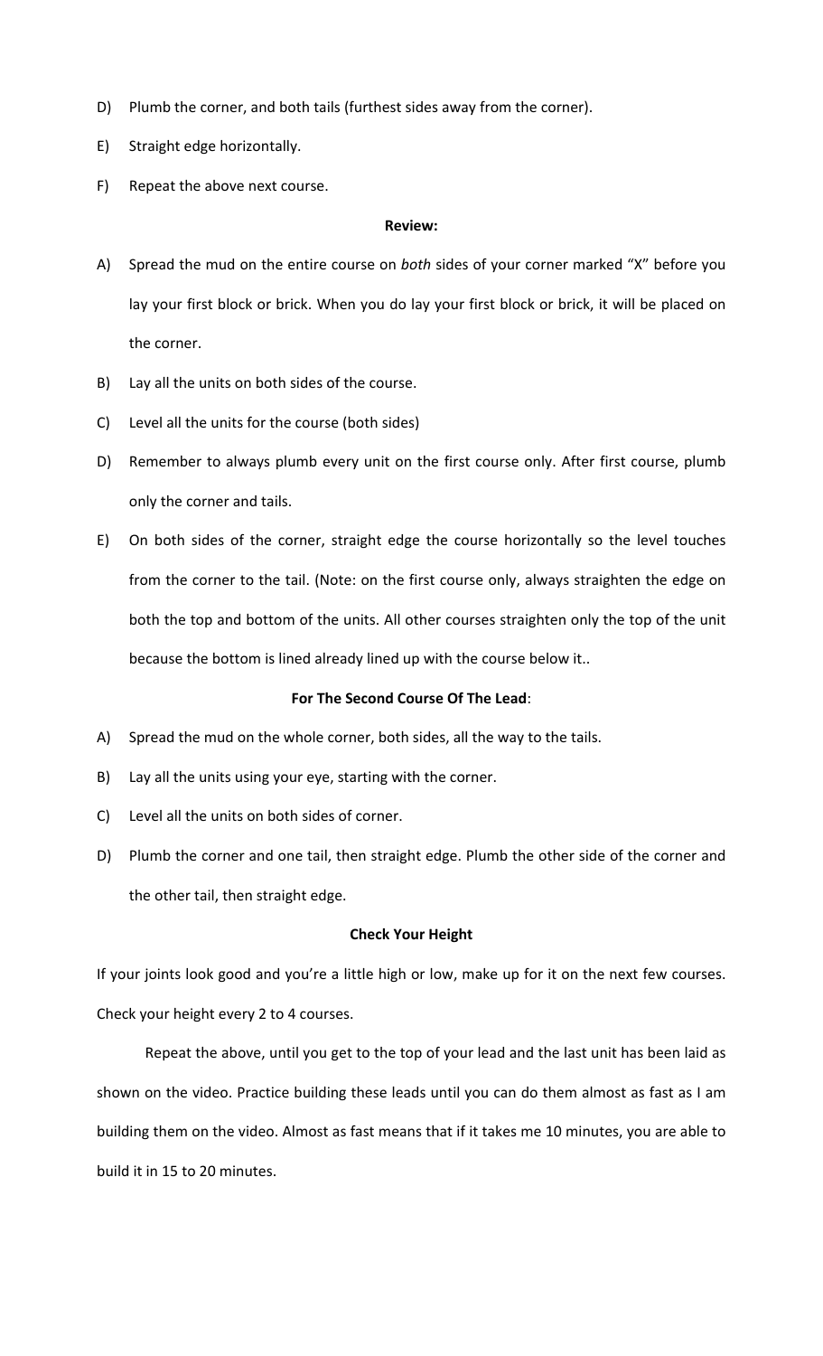D) Plumb the corner, and both tails (furthest sides away from the corner).

E) Straight edge horizontally.

F) Repeat the above next course.

**Review:**

A) Spread the mud on the entire course on *both* sides of your corner marked "X" before you lay your first block or brick. When you do lay your first block or brick, it will be placed on the corner.

B) Lay all the units on both sides of the course.

C) Level all the units for the course (both sides)

D) Remember to always plumb every unit on the first course only. After first course, plumb only the corner and tails.

E) On both sides of the corner, straight edge the course horizontally so the level touches from the corner to the tail. (Note: on the first course only, always straighten the edge on both the top and bottom of the units. All other courses straighten only the top of the unit because the bottom is lined already lined up with the course below it..

**For The Second Course Of The Lead**:

A) Spread the mud on the whole corner, both sides, all the way to the tails.

B) Lay all the units using your eye, starting with the corner.

C) Level all the units on both sides of corner.

D) Plumb the corner and one tail, then straight edge. Plumb the other side of the corner and the other tail, then straight edge.

**Check Your Height**

If your joints look good and you're a little high or low, make up for it on the next few courses. Check your height every 2 to 4 courses.

Repeat the above, until you get to the top of your lead and the last unit has been laid as shown on the video. Practice building these leads until you can do them almost as fast as I am building them on the video. Almost as fast means that if it takes me 10 minutes, you are able to build it in 15 to 20 minutes.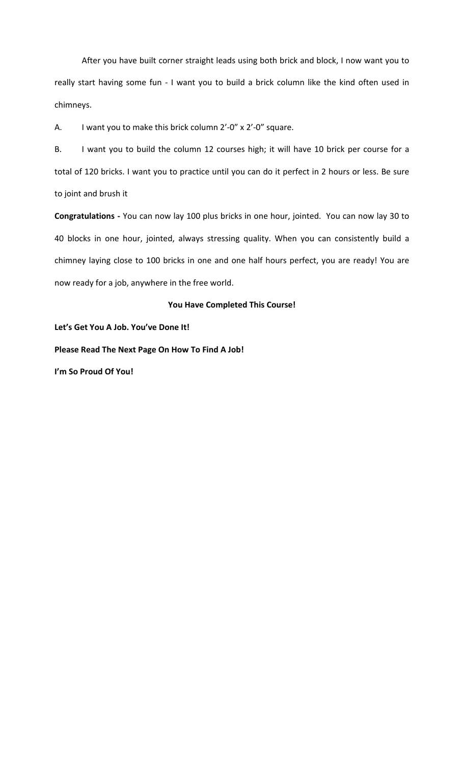After you have built corner straight leads using both brick and block, I now want you to really start having some fun - I want you to build a brick column like the kind often used in chimneys.

A. I want you to make this brick column 2'-0" x 2'-0" square.

B. I want you to build the column 12 courses high; it will have 10 brick per course for a total of 120 bricks. I want you to practice until you can do it perfect in 2 hours or less. Be sure to joint and brush it

**Congratulations -** You can now lay 100 plus bricks in one hour, jointed. You can now lay 30 to 40 blocks in one hour, jointed, always stressing quality. When you can consistently build a chimney laying close to 100 bricks in one and one half hours perfect, you are ready! You are now ready for a job, anywhere in the free world.

**You Have Completed This Course!**

**Let's Get You A Job. You've Done It!**

**Please Read The Next Page On How To Find A Job!**

**I'm So Proud Of You!**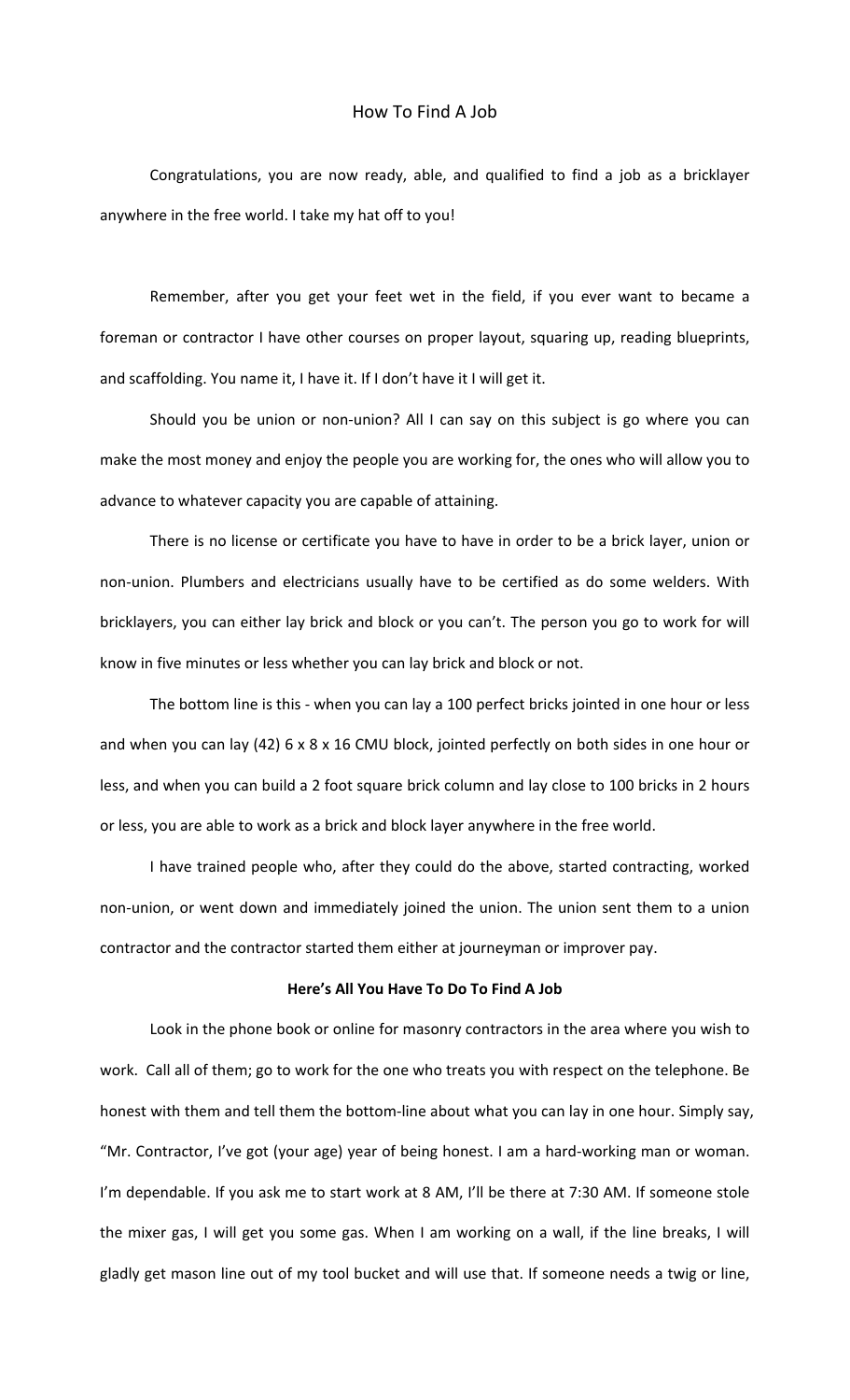# How To Find A Job

Congratulations, you are now ready, able, and qualified to find a job as a bricklayer anywhere in the free world. I take my hat off to you!

Remember, after you get your feet wet in the field, if you ever want to became a foreman or contractor I have other courses on proper layout, squaring up, reading blueprints, and scaffolding. You name it, I have it. If I don't have it I will get it.

Should you be union or non-union? All I can say on this subject is go where you can make the most money and enjoy the people you are working for, the ones who will allow you to advance to whatever capacity you are capable of attaining.

There is no license or certificate you have to have in order to be a brick layer, union or non-union. Plumbers and electricians usually have to be certified as do some welders. With bricklayers, you can either lay brick and block or you can't. The person you go to work for will know in five minutes or less whether you can lay brick and block or not.

The bottom line is this - when you can lay a 100 perfect bricks jointed in one hour or less and when you can lay (42) 6 x 8 x 16 CMU block, jointed perfectly on both sides in one hour or less, and when you can build a 2 foot square brick column and lay close to 100 bricks in 2 hours or less, you are able to work as a brick and block layer anywhere in the free world.

I have trained people who, after they could do the above, started contracting, worked non-union, or went down and immediately joined the union. The union sent them to a union contractor and the contractor started them either at journeyman or improver pay.

**Here's All You Have To Do To Find A Job**

Look in the phone book or online for masonry contractors in the area where you wish to work. Call all of them; go to work for the one who treats you with respect on the telephone. Be honest with them and tell them the bottom-line about what you can lay in one hour. Simply say, "Mr. Contractor, I've got (your age) year of being honest. I am a hard-working man or woman. I'm dependable. If you ask me to start work at 8 AM, I'll be there at 7:30 AM. If someone stole the mixer gas, I will get you some gas. When I am working on a wall, if the line breaks, I will gladly get mason line out of my tool bucket and will use that. If someone needs a twig or line,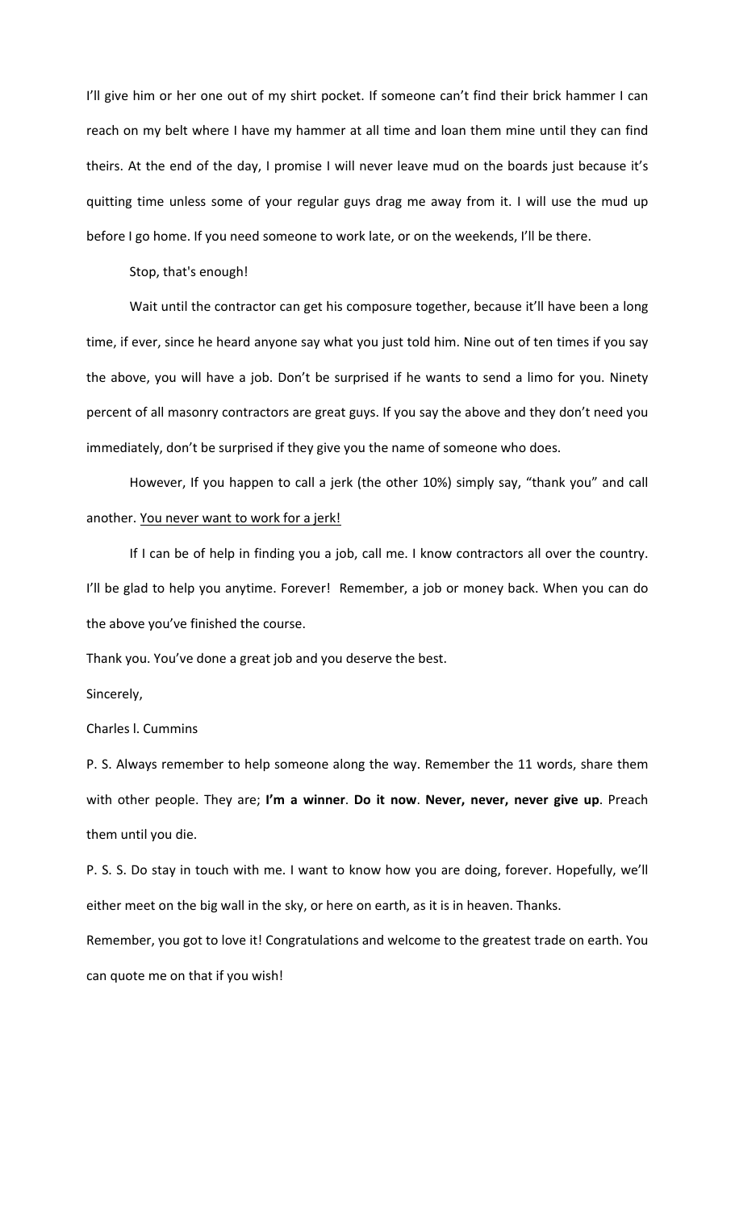I'll give him or her one out of my shirt pocket. If someone can't find their brick hammer I can reach on my belt where I have my hammer at all time and loan them mine until they can find theirs. At the end of the day, I promise I will never leave mud on the boards just because it's quitting time unless some of your regular guys drag me away from it. I will use the mud up before I go home. If you need someone to work late, or on the weekends, I'll be there.

Stop, that's enough!

Wait until the contractor can get his composure together, because it'll have been a long time, if ever, since he heard anyone say what you just told him. Nine out of ten times if you say the above, you will have a job. Don't be surprised if he wants to send a limo for you. Ninety percent of all masonry contractors are great guys. If you say the above and they don't need you immediately, don't be surprised if they give you the name of someone who does.

However, If you happen to call a jerk (the other 10%) simply say, "thank you" and call another. <u>You never want to work for a jerk!</u>

If I can be of help in finding you a job, call me. I know contractors all over the country. I'll be glad to help you anytime. Forever! Remember, a job or money back. When you can do the above you've finished the course.

Thank you. You've done a great job and you deserve the best.

Sincerely,

Charles l. Cummins

P. S. Always remember to help someone along the way. Remember the 11 words, share them with other people. They are; **I'm a winner**. **Do it now**. **Never, never, never give up**. Preach them until you die.

P. S. S. Do stay in touch with me. I want to know how you are doing, forever. Hopefully, we'll either meet on the big wall in the sky, or here on earth, as it is in heaven. Thanks.

Remember, you got to love it! Congratulations and welcome to the greatest trade on earth. You can quote me on that if you wish!